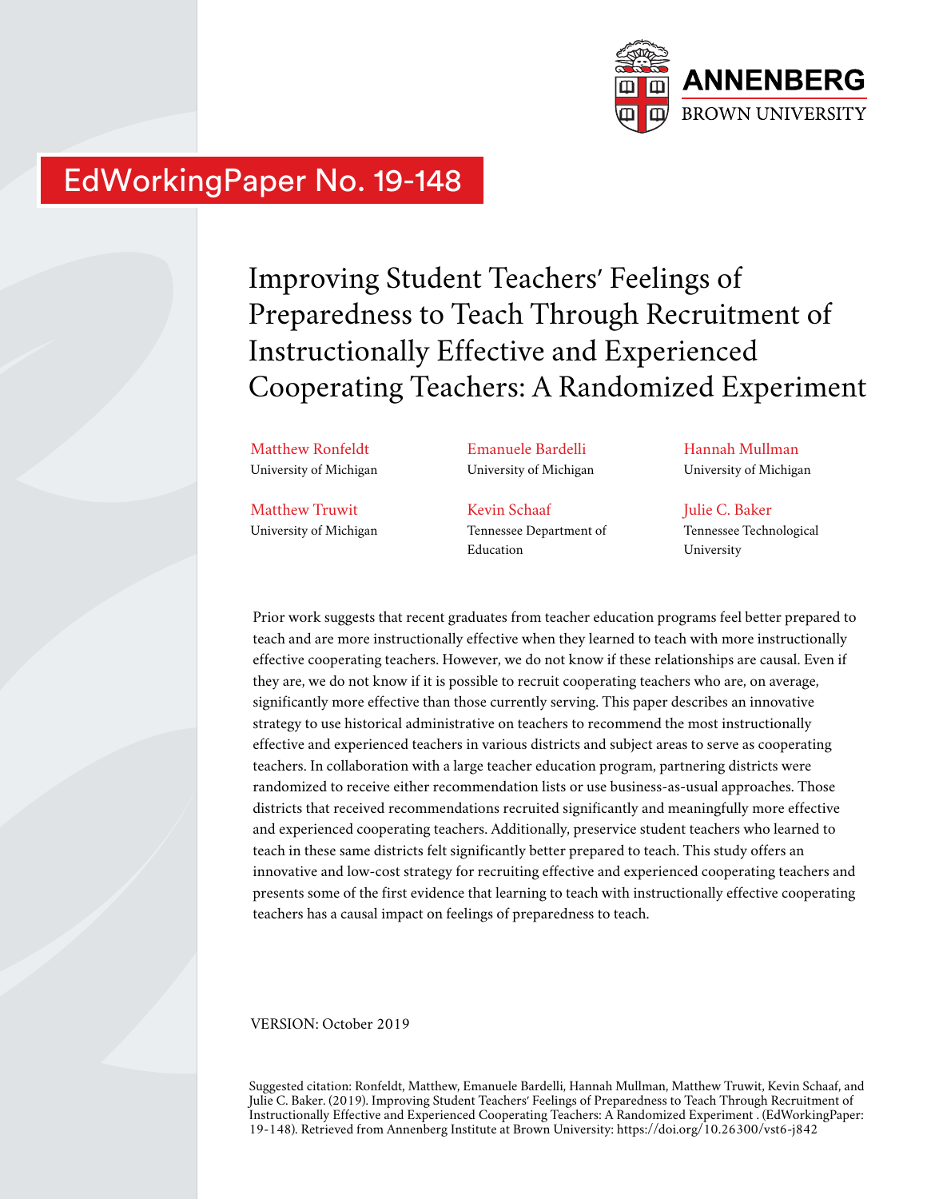ANNENBERG
BROWN UNIVERSITY

EdWorkingPaper No. 19-148

# Improving Student Teachers' Feelings of Preparedness to Teach Through Recruitment of Instructionally Effective and Experienced Cooperating Teachers: A Randomized Experiment

Matthew Ronfeldt
University of Michigan

Emanuele Bardelli
University of Michigan

Hannah Mullman
University of Michigan

Matthew Truwit
University of Michigan

Kevin Schaaf
Tennessee Department of Education

Julie C. Baker
Tennessee Technological University

Prior work suggests that recent graduates from teacher education programs feel better prepared to teach and are more instructionally effective when they learned to teach with more instructionally effective cooperating teachers. However, we do not know if these relationships are causal. Even if they are, we do not know if it is possible to recruit cooperating teachers who are, on average, significantly more effective than those currently serving. This paper describes an innovative strategy to use historical administrative on teachers to recommend the most instructionally effective and experienced teachers in various districts and subject areas to serve as cooperating teachers. In collaboration with a large teacher education program, partnering districts were randomized to receive either recommendation lists or use business-as-usual approaches. Those districts that received recommendations recruited significantly and meaningfully more effective and experienced cooperating teachers. Additionally, preservice student teachers who learned to teach in these same districts felt significantly better prepared to teach. This study offers an innovative and low-cost strategy for recruiting effective and experienced cooperating teachers and presents some of the first evidence that learning to teach with instructionally effective cooperating teachers has a causal impact on feelings of preparedness to teach.

VERSION: October 2019

Suggested citation: Ronfeldt, Matthew, Emanuele Bardelli, Hannah Mullman, Matthew Truwit, Kevin Schaaf, and Julie C. Baker. (2019). Improving Student Teachers' Feelings of Preparedness to Teach Through Recruitment of Instructionally Effective and Experienced Cooperating Teachers: A Randomized Experiment . (EdWorkingPaper: 19-148). Retrieved from Annenberg Institute at Brown University: https://doi.org/10.26300/vst6-j842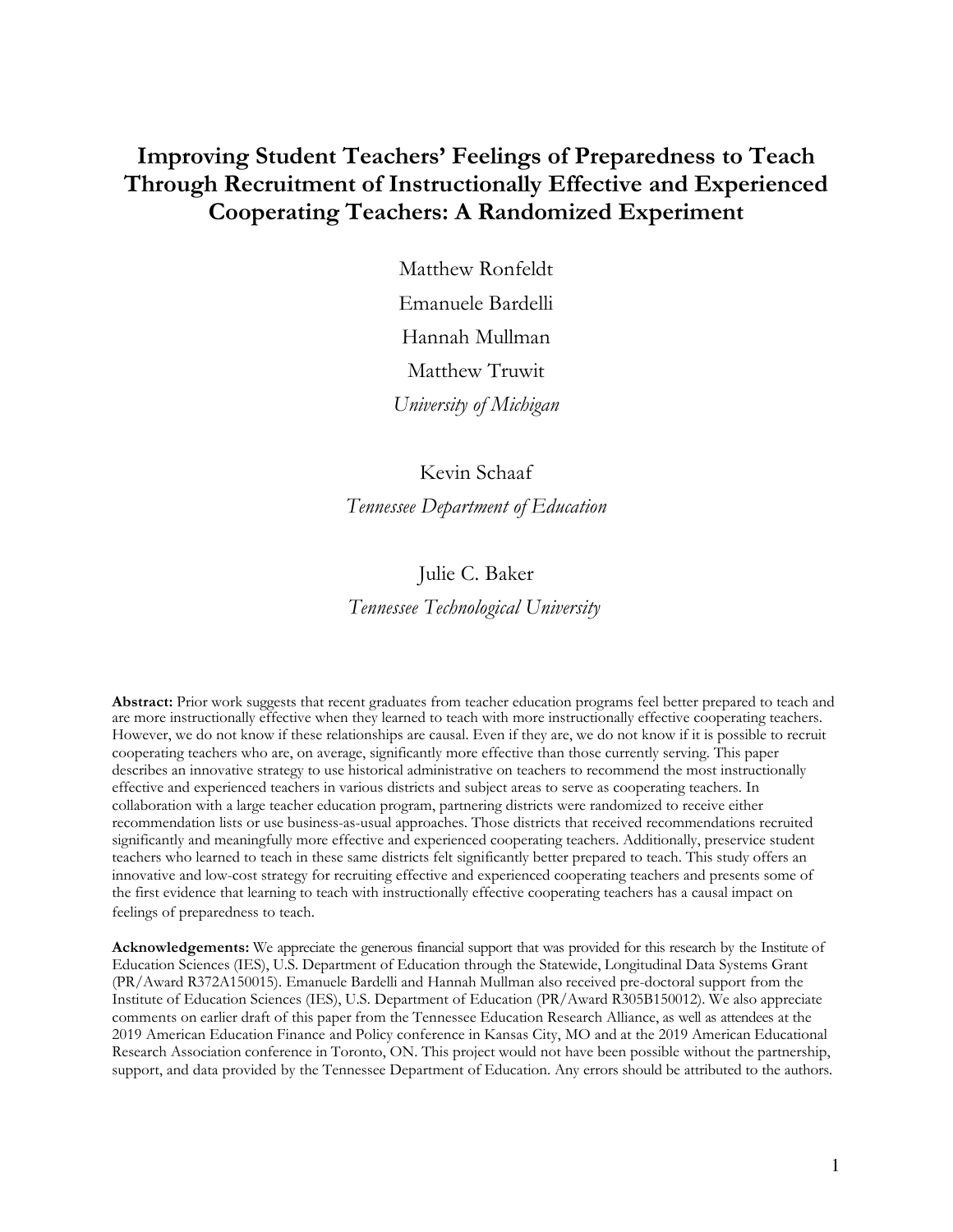# Improving Student Teachers' Feelings of Preparedness to Teach Through Recruitment of Instructionally Effective and Experienced Cooperating Teachers: A Randomized Experiment

Matthew Ronfeldt

Emanuele Bardelli

Hannah Mullman

Matthew Truwit

*University of Michigan*

Kevin Schaaf

*Tennessee Department of Education*

Julie C. Baker

*Tennessee Technological University*

**Abstract:** Prior work suggests that recent graduates from teacher education programs feel better prepared to teach and are more instructionally effective when they learned to teach with more instructionally effective cooperating teachers. However, we do not know if these relationships are causal. Even if they are, we do not know if it is possible to recruit cooperating teachers who are, on average, significantly more effective than those currently serving. This paper describes an innovative strategy to use historical administrative on teachers to recommend the most instructionally effective and experienced teachers in various districts and subject areas to serve as cooperating teachers. In collaboration with a large teacher education program, partnering districts were randomized to receive either recommendation lists or use business-as-usual approaches. Those districts that received recommendations recruited significantly and meaningfully more effective and experienced cooperating teachers. Additionally, preservice student teachers who learned to teach in these same districts felt significantly better prepared to teach. This study offers an innovative and low-cost strategy for recruiting effective and experienced cooperating teachers and presents some of the first evidence that learning to teach with instructionally effective cooperating teachers has a causal impact on feelings of preparedness to teach.

**Acknowledgements:** We appreciate the generous financial support that was provided for this research by the Institute of Education Sciences (IES), U.S. Department of Education through the Statewide, Longitudinal Data Systems Grant (PR/Award R372A150015). Emanuele Bardelli and Hannah Mullman also received pre-doctoral support from the Institute of Education Sciences (IES), U.S. Department of Education (PR/Award R305B150012). We also appreciate comments on earlier draft of this paper from the Tennessee Education Research Alliance, as well as attendees at the 2019 American Education Finance and Policy conference in Kansas City, MO and at the 2019 American Educational Research Association conference in Toronto, ON. This project would not have been possible without the partnership, support, and data provided by the Tennessee Department of Education. Any errors should be attributed to the authors.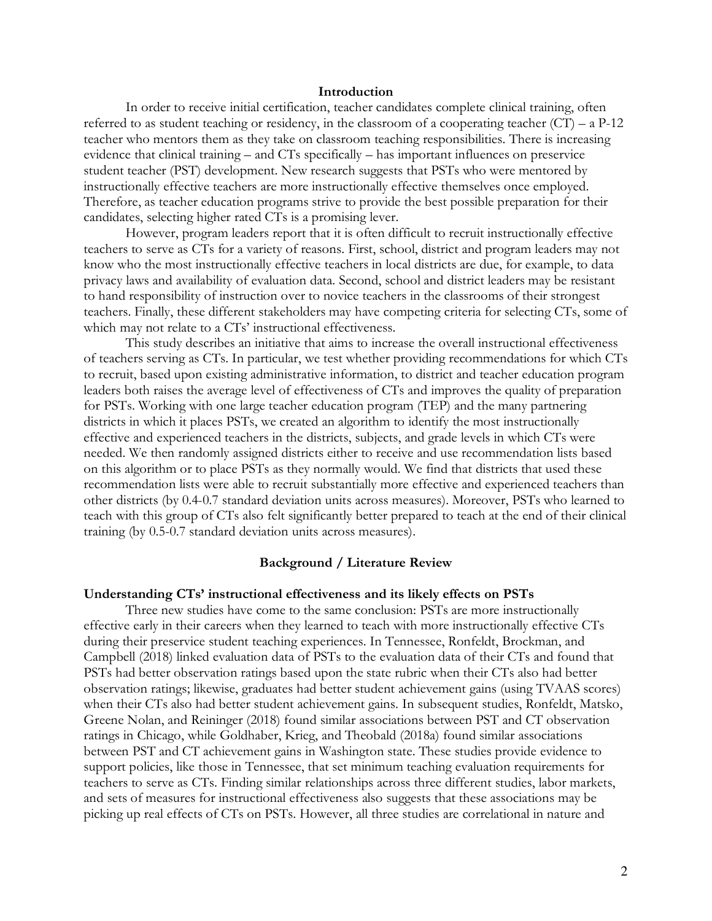## Introduction

In order to receive initial certification, teacher candidates complete clinical training, often referred to as student teaching or residency, in the classroom of a cooperating teacher (CT) – a P-12 teacher who mentors them as they take on classroom teaching responsibilities. There is increasing evidence that clinical training – and CTs specifically – has important influences on preservice student teacher (PST) development. New research suggests that PSTs who were mentored by instructionally effective teachers are more instructionally effective themselves once employed. Therefore, as teacher education programs strive to provide the best possible preparation for their candidates, selecting higher rated CTs is a promising lever.

However, program leaders report that it is often difficult to recruit instructionally effective teachers to serve as CTs for a variety of reasons. First, school, district and program leaders may not know who the most instructionally effective teachers in local districts are due, for example, to data privacy laws and availability of evaluation data. Second, school and district leaders may be resistant to hand responsibility of instruction over to novice teachers in the classrooms of their strongest teachers. Finally, these different stakeholders may have competing criteria for selecting CTs, some of which may not relate to a CTs' instructional effectiveness.

This study describes an initiative that aims to increase the overall instructional effectiveness of teachers serving as CTs. In particular, we test whether providing recommendations for which CTs to recruit, based upon existing administrative information, to district and teacher education program leaders both raises the average level of effectiveness of CTs and improves the quality of preparation for PSTs. Working with one large teacher education program (TEP) and the many partnering districts in which it places PSTs, we created an algorithm to identify the most instructionally effective and experienced teachers in the districts, subjects, and grade levels in which CTs were needed. We then randomly assigned districts either to receive and use recommendation lists based on this algorithm or to place PSTs as they normally would. We find that districts that used these recommendation lists were able to recruit substantially more effective and experienced teachers than other districts (by 0.4-0.7 standard deviation units across measures). Moreover, PSTs who learned to teach with this group of CTs also felt significantly better prepared to teach at the end of their clinical training (by 0.5-0.7 standard deviation units across measures).

## Background / Literature Review

### Understanding CTs' instructional effectiveness and its likely effects on PSTs

Three new studies have come to the same conclusion: PSTs are more instructionally effective early in their careers when they learned to teach with more instructionally effective CTs during their preservice student teaching experiences. In Tennessee, Ronfeldt, Brockman, and Campbell (2018) linked evaluation data of PSTs to the evaluation data of their CTs and found that PSTs had better observation ratings based upon the state rubric when their CTs also had better observation ratings; likewise, graduates had better student achievement gains (using TVAAS scores) when their CTs also had better student achievement gains. In subsequent studies, Ronfeldt, Matsko, Greene Nolan, and Reininger (2018) found similar associations between PST and CT observation ratings in Chicago, while Goldhaber, Krieg, and Theobald (2018a) found similar associations between PST and CT achievement gains in Washington state. These studies provide evidence to support policies, like those in Tennessee, that set minimum teaching evaluation requirements for teachers to serve as CTs. Finding similar relationships across three different studies, labor markets, and sets of measures for instructional effectiveness also suggests that these associations may be picking up real effects of CTs on PSTs. However, all three studies are correlational in nature and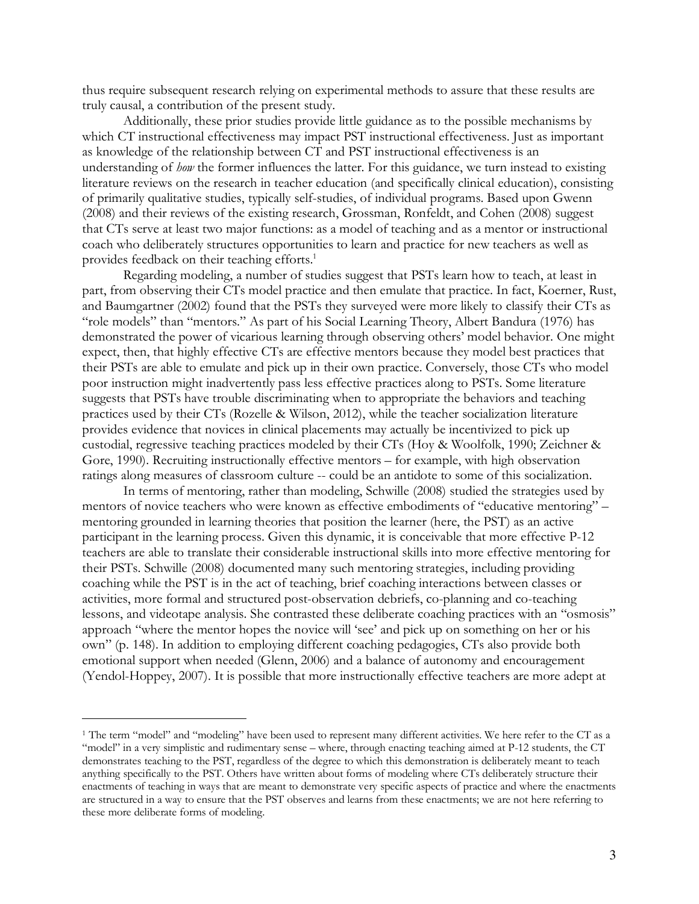thus require subsequent research relying on experimental methods to assure that these results are truly causal, a contribution of the present study.

Additionally, these prior studies provide little guidance as to the possible mechanisms by which CT instructional effectiveness may impact PST instructional effectiveness. Just as important as knowledge of the relationship between CT and PST instructional effectiveness is an understanding of *how* the former influences the latter. For this guidance, we turn instead to existing literature reviews on the research in teacher education (and specifically clinical education), consisting of primarily qualitative studies, typically self-studies, of individual programs. Based upon Gwenn (2008) and their reviews of the existing research, Grossman, Ronfeldt, and Cohen (2008) suggest that CTs serve at least two major functions: as a model of teaching and as a mentor or instructional coach who deliberately structures opportunities to learn and practice for new teachers as well as provides feedback on their teaching efforts.[1]

Regarding modeling, a number of studies suggest that PSTs learn how to teach, at least in part, from observing their CTs model practice and then emulate that practice. In fact, Koerner, Rust, and Baumgartner (2002) found that the PSTs they surveyed were more likely to classify their CTs as "role models" than "mentors." As part of his Social Learning Theory, Albert Bandura (1976) has demonstrated the power of vicarious learning through observing others' model behavior. One might expect, then, that highly effective CTs are effective mentors because they model best practices that their PSTs are able to emulate and pick up in their own practice. Conversely, those CTs who model poor instruction might inadvertently pass less effective practices along to PSTs. Some literature suggests that PSTs have trouble discriminating when to appropriate the behaviors and teaching practices used by their CTs (Rozelle & Wilson, 2012), while the teacher socialization literature provides evidence that novices in clinical placements may actually be incentivized to pick up custodial, regressive teaching practices modeled by their CTs (Hoy & Woolfolk, 1990; Zeichner & Gore, 1990). Recruiting instructionally effective mentors – for example, with high observation ratings along measures of classroom culture -- could be an antidote to some of this socialization.

In terms of mentoring, rather than modeling, Schwille (2008) studied the strategies used by mentors of novice teachers who were known as effective embodiments of "educative mentoring" – mentoring grounded in learning theories that position the learner (here, the PST) as an active participant in the learning process. Given this dynamic, it is conceivable that more effective P-12 teachers are able to translate their considerable instructional skills into more effective mentoring for their PSTs. Schwille (2008) documented many such mentoring strategies, including providing coaching while the PST is in the act of teaching, brief coaching interactions between classes or activities, more formal and structured post-observation debriefs, co-planning and co-teaching lessons, and videotape analysis. She contrasted these deliberate coaching practices with an "osmosis" approach "where the mentor hopes the novice will 'see' and pick up on something on her or his own" (p. 148). In addition to employing different coaching pedagogies, CTs also provide both emotional support when needed (Glenn, 2006) and a balance of autonomy and encouragement (Yendol-Hoppey, 2007). It is possible that more instructionally effective teachers are more adept at

---

[1] The term "model" and "modeling" have been used to represent many different activities. We here refer to the CT as a "model" in a very simplistic and rudimentary sense – where, through enacting teaching aimed at P-12 students, the CT demonstrates teaching to the PST, regardless of the degree to which this demonstration is deliberately meant to teach anything specifically to the PST. Others have written about forms of modeling where CTs deliberately structure their enactments of teaching in ways that are meant to demonstrate very specific aspects of practice and where the enactments are structured in a way to ensure that the PST observes and learns from these enactments; we are not here referring to these more deliberate forms of modeling.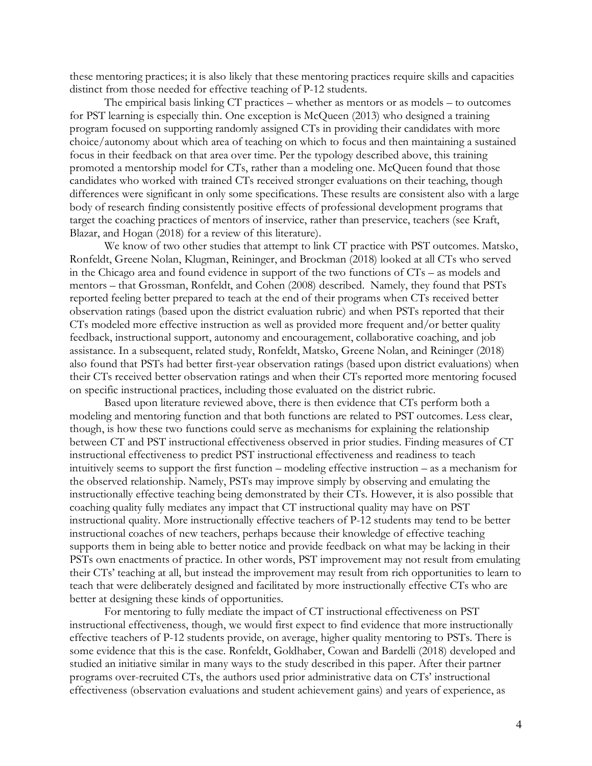these mentoring practices; it is also likely that these mentoring practices require skills and capacities distinct from those needed for effective teaching of P-12 students.

The empirical basis linking CT practices – whether as mentors or as models – to outcomes for PST learning is especially thin. One exception is McQueen (2013) who designed a training program focused on supporting randomly assigned CTs in providing their candidates with more choice/autonomy about which area of teaching on which to focus and then maintaining a sustained focus in their feedback on that area over time. Per the typology described above, this training promoted a mentorship model for CTs, rather than a modeling one. McQueen found that those candidates who worked with trained CTs received stronger evaluations on their teaching, though differences were significant in only some specifications. These results are consistent also with a large body of research finding consistently positive effects of professional development programs that target the coaching practices of mentors of inservice, rather than preservice, teachers (see Kraft, Blazar, and Hogan (2018) for a review of this literature).

We know of two other studies that attempt to link CT practice with PST outcomes. Matsko, Ronfeldt, Greene Nolan, Klugman, Reininger, and Brockman (2018) looked at all CTs who served in the Chicago area and found evidence in support of the two functions of CTs – as models and mentors – that Grossman, Ronfeldt, and Cohen (2008) described. Namely, they found that PSTs reported feeling better prepared to teach at the end of their programs when CTs received better observation ratings (based upon the district evaluation rubric) and when PSTs reported that their CTs modeled more effective instruction as well as provided more frequent and/or better quality feedback, instructional support, autonomy and encouragement, collaborative coaching, and job assistance. In a subsequent, related study, Ronfeldt, Matsko, Greene Nolan, and Reininger (2018) also found that PSTs had better first-year observation ratings (based upon district evaluations) when their CTs received better observation ratings and when their CTs reported more mentoring focused on specific instructional practices, including those evaluated on the district rubric.

Based upon literature reviewed above, there is then evidence that CTs perform both a modeling and mentoring function and that both functions are related to PST outcomes. Less clear, though, is how these two functions could serve as mechanisms for explaining the relationship between CT and PST instructional effectiveness observed in prior studies. Finding measures of CT instructional effectiveness to predict PST instructional effectiveness and readiness to teach intuitively seems to support the first function – modeling effective instruction – as a mechanism for the observed relationship. Namely, PSTs may improve simply by observing and emulating the instructionally effective teaching being demonstrated by their CTs. However, it is also possible that coaching quality fully mediates any impact that CT instructional quality may have on PST instructional quality. More instructionally effective teachers of P-12 students may tend to be better instructional coaches of new teachers, perhaps because their knowledge of effective teaching supports them in being able to better notice and provide feedback on what may be lacking in their PSTs own enactments of practice. In other words, PST improvement may not result from emulating their CTs' teaching at all, but instead the improvement may result from rich opportunities to learn to teach that were deliberately designed and facilitated by more instructionally effective CTs who are better at designing these kinds of opportunities.

For mentoring to fully mediate the impact of CT instructional effectiveness on PST instructional effectiveness, though, we would first expect to find evidence that more instructionally effective teachers of P-12 students provide, on average, higher quality mentoring to PSTs. There is some evidence that this is the case. Ronfeldt, Goldhaber, Cowan and Bardelli (2018) developed and studied an initiative similar in many ways to the study described in this paper. After their partner programs over-recruited CTs, the authors used prior administrative data on CTs' instructional effectiveness (observation evaluations and student achievement gains) and years of experience, as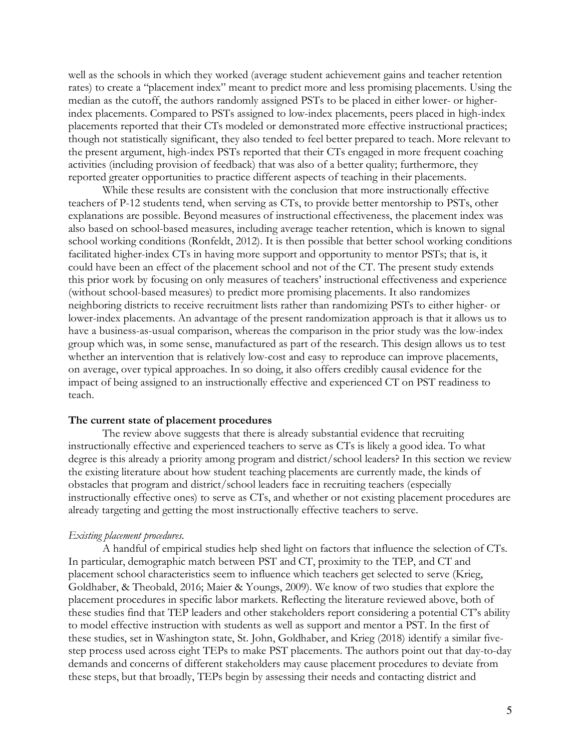well as the schools in which they worked (average student achievement gains and teacher retention rates) to create a "placement index" meant to predict more and less promising placements. Using the median as the cutoff, the authors randomly assigned PSTs to be placed in either lower- or higher-index placements. Compared to PSTs assigned to low-index placements, peers placed in high-index placements reported that their CTs modeled or demonstrated more effective instructional practices; though not statistically significant, they also tended to feel better prepared to teach. More relevant to the present argument, high-index PSTs reported that their CTs engaged in more frequent coaching activities (including provision of feedback) that was also of a better quality; furthermore, they reported greater opportunities to practice different aspects of teaching in their placements.

While these results are consistent with the conclusion that more instructionally effective teachers of P-12 students tend, when serving as CTs, to provide better mentorship to PSTs, other explanations are possible. Beyond measures of instructional effectiveness, the placement index was also based on school-based measures, including average teacher retention, which is known to signal school working conditions (Ronfeldt, 2012). It is then possible that better school working conditions facilitated higher-index CTs in having more support and opportunity to mentor PSTs; that is, it could have been an effect of the placement school and not of the CT. The present study extends this prior work by focusing on only measures of teachers' instructional effectiveness and experience (without school-based measures) to predict more promising placements. It also randomizes neighboring districts to receive recruitment lists rather than randomizing PSTs to either higher- or lower-index placements. An advantage of the present randomization approach is that it allows us to have a business-as-usual comparison, whereas the comparison in the prior study was the low-index group which was, in some sense, manufactured as part of the research. This design allows us to test whether an intervention that is relatively low-cost and easy to reproduce can improve placements, on average, over typical approaches. In so doing, it also offers credibly causal evidence for the impact of being assigned to an instructionally effective and experienced CT on PST readiness to teach.

### The current state of placement procedures

The review above suggests that there is already substantial evidence that recruiting instructionally effective and experienced teachers to serve as CTs is likely a good idea. To what degree is this already a priority among program and district/school leaders? In this section we review the existing literature about how student teaching placements are currently made, the kinds of obstacles that program and district/school leaders face in recruiting teachers (especially instructionally effective ones) to serve as CTs, and whether or not existing placement procedures are already targeting and getting the most instructionally effective teachers to serve.

#### *Existing placement procedures.*

A handful of empirical studies help shed light on factors that influence the selection of CTs. In particular, demographic match between PST and CT, proximity to the TEP, and CT and placement school characteristics seem to influence which teachers get selected to serve (Krieg, Goldhaber, & Theobald, 2016; Maier & Youngs, 2009). We know of two studies that explore the placement procedures in specific labor markets. Reflecting the literature reviewed above, both of these studies find that TEP leaders and other stakeholders report considering a potential CT's ability to model effective instruction with students as well as support and mentor a PST. In the first of these studies, set in Washington state, St. John, Goldhaber, and Krieg (2018) identify a similar five-step process used across eight TEPs to make PST placements. The authors point out that day-to-day demands and concerns of different stakeholders may cause placement procedures to deviate from these steps, but that broadly, TEPs begin by assessing their needs and contacting district and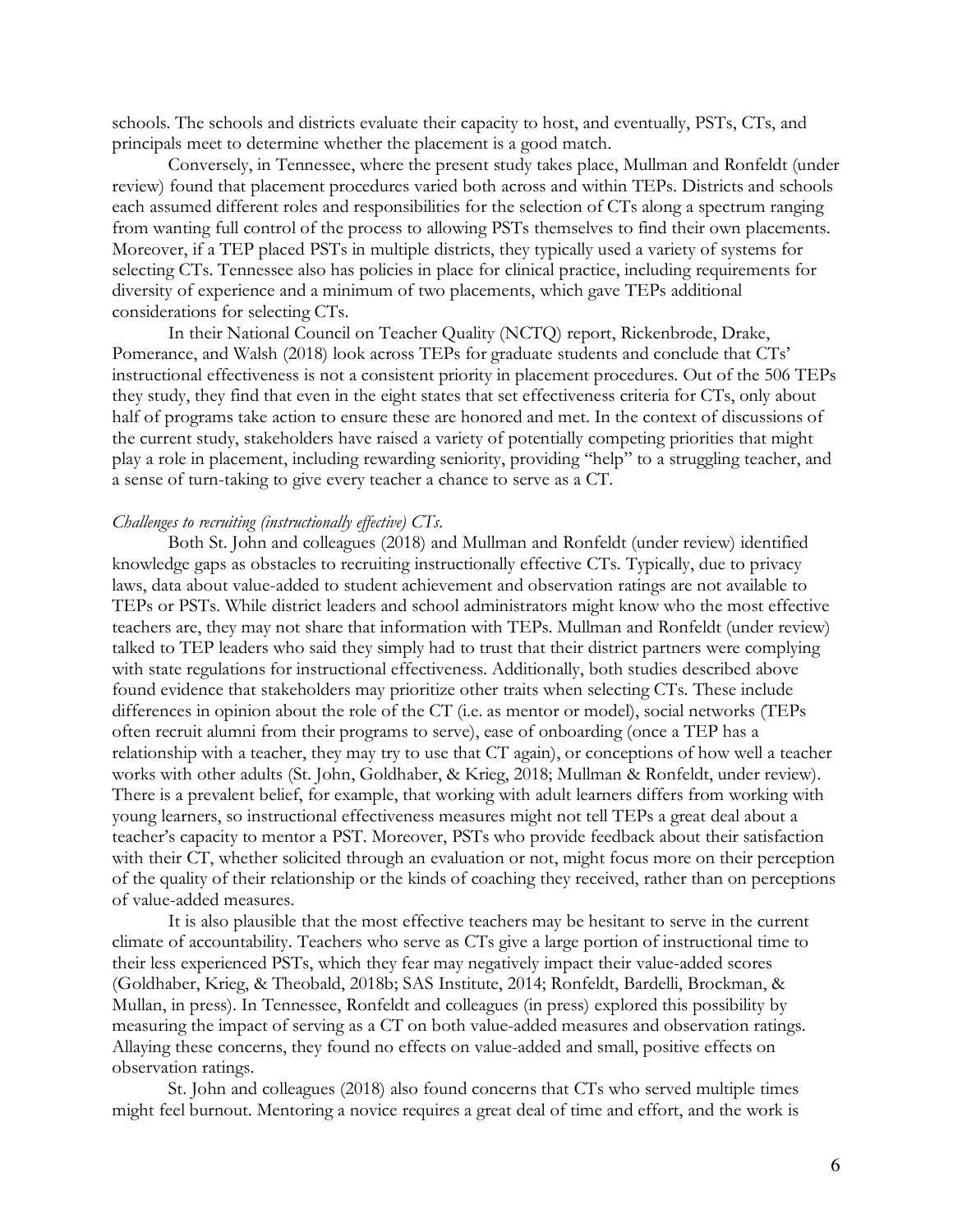schools. The schools and districts evaluate their capacity to host, and eventually, PSTs, CTs, and principals meet to determine whether the placement is a good match.

Conversely, in Tennessee, where the present study takes place, Mullman and Ronfeldt (under review) found that placement procedures varied both across and within TEPs. Districts and schools each assumed different roles and responsibilities for the selection of CTs along a spectrum ranging from wanting full control of the process to allowing PSTs themselves to find their own placements. Moreover, if a TEP placed PSTs in multiple districts, they typically used a variety of systems for selecting CTs. Tennessee also has policies in place for clinical practice, including requirements for diversity of experience and a minimum of two placements, which gave TEPs additional considerations for selecting CTs.

In their National Council on Teacher Quality (NCTQ) report, Rickenbrode, Drake, Pomerance, and Walsh (2018) look across TEPs for graduate students and conclude that CTs' instructional effectiveness is not a consistent priority in placement procedures. Out of the 506 TEPs they study, they find that even in the eight states that set effectiveness criteria for CTs, only about half of programs take action to ensure these are honored and met. In the context of discussions of the current study, stakeholders have raised a variety of potentially competing priorities that might play a role in placement, including rewarding seniority, providing "help" to a struggling teacher, and a sense of turn-taking to give every teacher a chance to serve as a CT.

*Challenges to recruiting (instructionally effective) CTs.*

Both St. John and colleagues (2018) and Mullman and Ronfeldt (under review) identified knowledge gaps as obstacles to recruiting instructionally effective CTs. Typically, due to privacy laws, data about value-added to student achievement and observation ratings are not available to TEPs or PSTs. While district leaders and school administrators might know who the most effective teachers are, they may not share that information with TEPs. Mullman and Ronfeldt (under review) talked to TEP leaders who said they simply had to trust that their district partners were complying with state regulations for instructional effectiveness. Additionally, both studies described above found evidence that stakeholders may prioritize other traits when selecting CTs. These include differences in opinion about the role of the CT (i.e. as mentor or model), social networks (TEPs often recruit alumni from their programs to serve), ease of onboarding (once a TEP has a relationship with a teacher, they may try to use that CT again), or conceptions of how well a teacher works with other adults (St. John, Goldhaber, & Krieg, 2018; Mullman & Ronfeldt, under review). There is a prevalent belief, for example, that working with adult learners differs from working with young learners, so instructional effectiveness measures might not tell TEPs a great deal about a teacher's capacity to mentor a PST. Moreover, PSTs who provide feedback about their satisfaction with their CT, whether solicited through an evaluation or not, might focus more on their perception of the quality of their relationship or the kinds of coaching they received, rather than on perceptions of value-added measures.

It is also plausible that the most effective teachers may be hesitant to serve in the current climate of accountability. Teachers who serve as CTs give a large portion of instructional time to their less experienced PSTs, which they fear may negatively impact their value-added scores (Goldhaber, Krieg, & Theobald, 2018b; SAS Institute, 2014; Ronfeldt, Bardelli, Brockman, & Mullan, in press). In Tennessee, Ronfeldt and colleagues (in press) explored this possibility by measuring the impact of serving as a CT on both value-added measures and observation ratings. Allaying these concerns, they found no effects on value-added and small, positive effects on observation ratings.

St. John and colleagues (2018) also found concerns that CTs who served multiple times might feel burnout. Mentoring a novice requires a great deal of time and effort, and the work is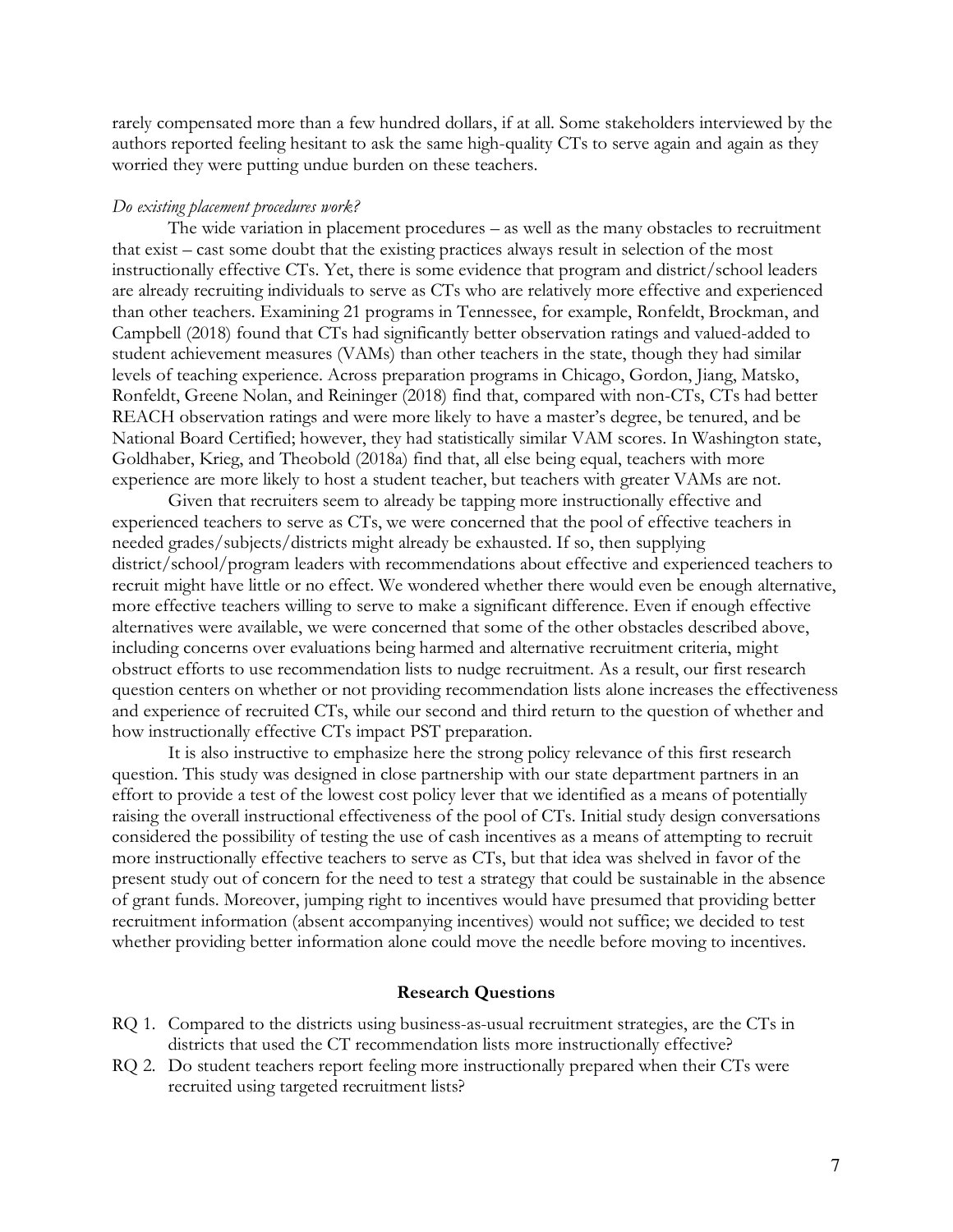rarely compensated more than a few hundred dollars, if at all. Some stakeholders interviewed by the authors reported feeling hesitant to ask the same high-quality CTs to serve again and again as they worried they were putting undue burden on these teachers.

*Do existing placement procedures work?*

The wide variation in placement procedures – as well as the many obstacles to recruitment that exist – cast some doubt that the existing practices always result in selection of the most instructionally effective CTs. Yet, there is some evidence that program and district/school leaders are already recruiting individuals to serve as CTs who are relatively more effective and experienced than other teachers. Examining 21 programs in Tennessee, for example, Ronfeldt, Brockman, and Campbell (2018) found that CTs had significantly better observation ratings and valued-added to student achievement measures (VAMs) than other teachers in the state, though they had similar levels of teaching experience. Across preparation programs in Chicago, Gordon, Jiang, Matsko, Ronfeldt, Greene Nolan, and Reininger (2018) find that, compared with non-CTs, CTs had better REACH observation ratings and were more likely to have a master's degree, be tenured, and be National Board Certified; however, they had statistically similar VAM scores. In Washington state, Goldhaber, Krieg, and Theobold (2018a) find that, all else being equal, teachers with more experience are more likely to host a student teacher, but teachers with greater VAMs are not.

Given that recruiters seem to already be tapping more instructionally effective and experienced teachers to serve as CTs, we were concerned that the pool of effective teachers in needed grades/subjects/districts might already be exhausted. If so, then supplying district/school/program leaders with recommendations about effective and experienced teachers to recruit might have little or no effect. We wondered whether there would even be enough alternative, more effective teachers willing to serve to make a significant difference. Even if enough effective alternatives were available, we were concerned that some of the other obstacles described above, including concerns over evaluations being harmed and alternative recruitment criteria, might obstruct efforts to use recommendation lists to nudge recruitment. As a result, our first research question centers on whether or not providing recommendation lists alone increases the effectiveness and experience of recruited CTs, while our second and third return to the question of whether and how instructionally effective CTs impact PST preparation.

It is also instructive to emphasize here the strong policy relevance of this first research question. This study was designed in close partnership with our state department partners in an effort to provide a test of the lowest cost policy lever that we identified as a means of potentially raising the overall instructional effectiveness of the pool of CTs. Initial study design conversations considered the possibility of testing the use of cash incentives as a means of attempting to recruit more instructionally effective teachers to serve as CTs, but that idea was shelved in favor of the present study out of concern for the need to test a strategy that could be sustainable in the absence of grant funds. Moreover, jumping right to incentives would have presumed that providing better recruitment information (absent accompanying incentives) would not suffice; we decided to test whether providing better information alone could move the needle before moving to incentives.

## Research Questions

- RQ 1. Compared to the districts using business-as-usual recruitment strategies, are the CTs in districts that used the CT recommendation lists more instructionally effective?
- RQ 2. Do student teachers report feeling more instructionally prepared when their CTs were recruited using targeted recruitment lists?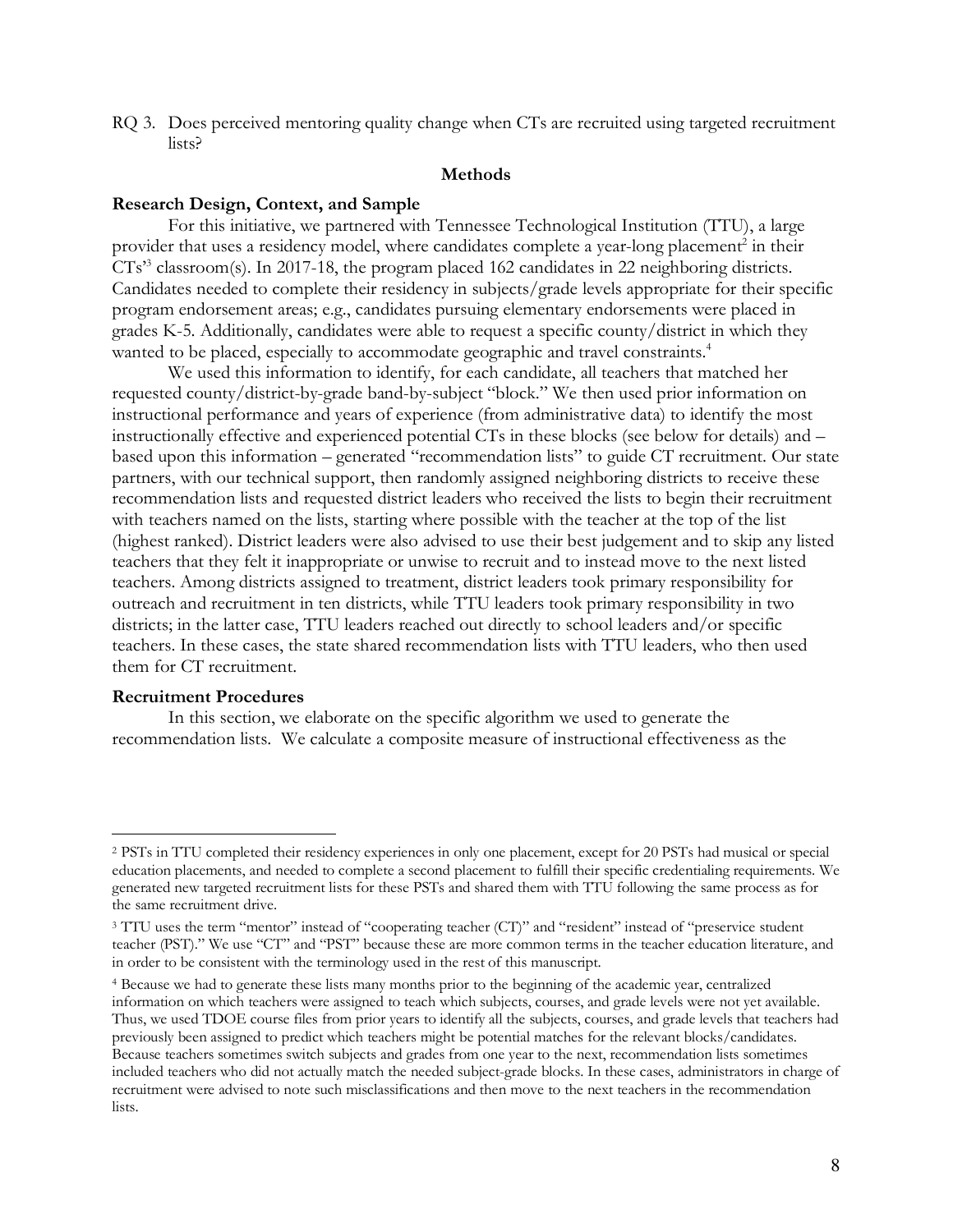RQ 3. Does perceived mentoring quality change when CTs are recruited using targeted recruitment lists?

## Methods

### Research Design, Context, and Sample

For this initiative, we partnered with Tennessee Technological Institution (TTU), a large provider that uses a residency model, where candidates complete a year-long placement[2] in their CTs'[3] classroom(s). In 2017-18, the program placed 162 candidates in 22 neighboring districts. Candidates needed to complete their residency in subjects/grade levels appropriate for their specific program endorsement areas; e.g., candidates pursuing elementary endorsements were placed in grades K-5. Additionally, candidates were able to request a specific county/district in which they wanted to be placed, especially to accommodate geographic and travel constraints.[4]

We used this information to identify, for each candidate, all teachers that matched her requested county/district-by-grade band-by-subject "block." We then used prior information on instructional performance and years of experience (from administrative data) to identify the most instructionally effective and experienced potential CTs in these blocks (see below for details) and – based upon this information – generated "recommendation lists" to guide CT recruitment. Our state partners, with our technical support, then randomly assigned neighboring districts to receive these recommendation lists and requested district leaders who received the lists to begin their recruitment with teachers named on the lists, starting where possible with the teacher at the top of the list (highest ranked). District leaders were also advised to use their best judgement and to skip any listed teachers that they felt it inappropriate or unwise to recruit and to instead move to the next listed teachers. Among districts assigned to treatment, district leaders took primary responsibility for outreach and recruitment in ten districts, while TTU leaders took primary responsibility in two districts; in the latter case, TTU leaders reached out directly to school leaders and/or specific teachers. In these cases, the state shared recommendation lists with TTU leaders, who then used them for CT recruitment.

### Recruitment Procedures

In this section, we elaborate on the specific algorithm we used to generate the recommendation lists. We calculate a composite measure of instructional effectiveness as the

---

[2] PSTs in TTU completed their residency experiences in only one placement, except for 20 PSTs had musical or special education placements, and needed to complete a second placement to fulfill their specific credentialing requirements. We generated new targeted recruitment lists for these PSTs and shared them with TTU following the same process as for the same recruitment drive.

[3] TTU uses the term "mentor" instead of "cooperating teacher (CT)" and "resident" instead of "preservice student teacher (PST)." We use "CT" and "PST" because these are more common terms in the teacher education literature, and in order to be consistent with the terminology used in the rest of this manuscript.

[4] Because we had to generate these lists many months prior to the beginning of the academic year, centralized information on which teachers were assigned to teach which subjects, courses, and grade levels were not yet available. Thus, we used TDOE course files from prior years to identify all the subjects, courses, and grade levels that teachers had previously been assigned to predict which teachers might be potential matches for the relevant blocks/candidates. Because teachers sometimes switch subjects and grades from one year to the next, recommendation lists sometimes included teachers who did not actually match the needed subject-grade blocks. In these cases, administrators in charge of recruitment were advised to note such misclassifications and then move to the next teachers in the recommendation lists.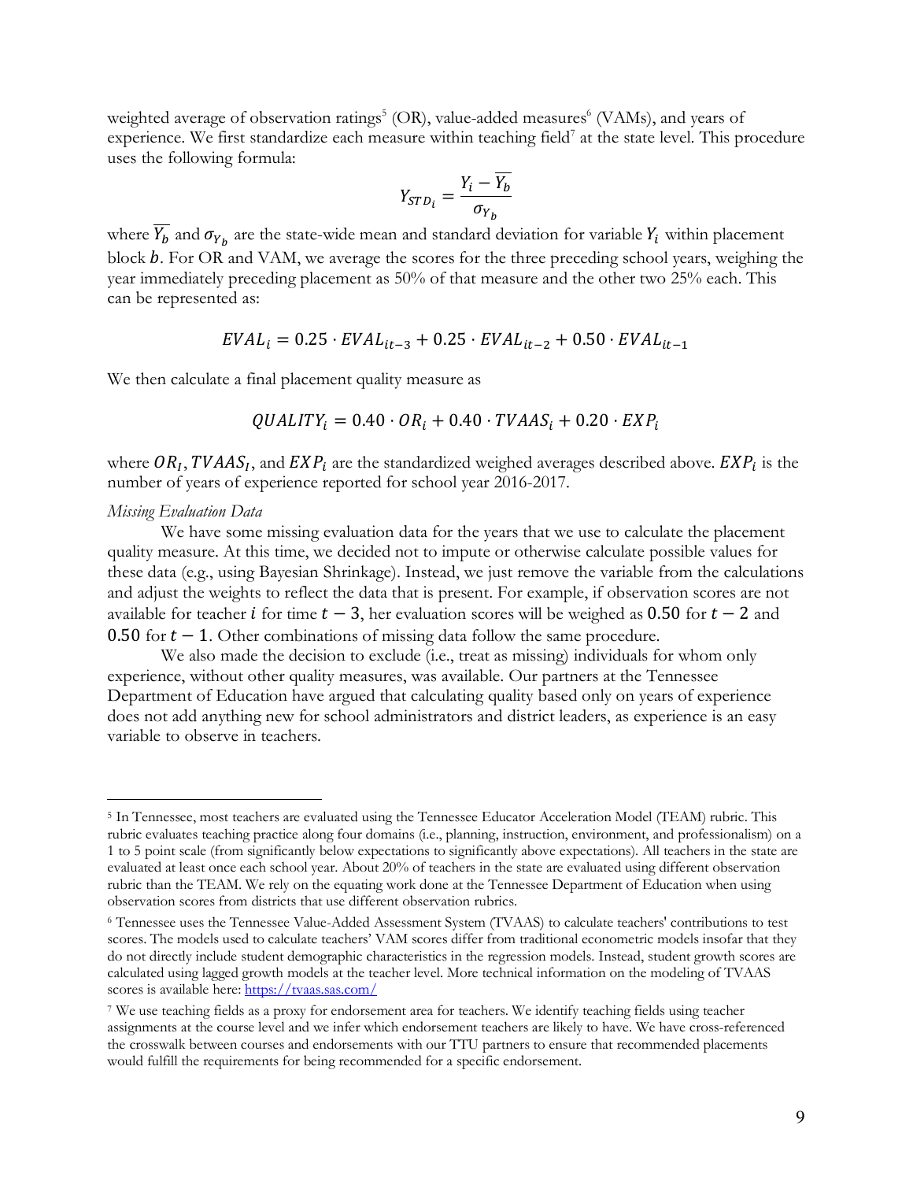weighted average of observation ratings[5] (OR), value-added measures[6] (VAMs), and years of experience. We first standardize each measure within teaching field[7] at the state level. This procedure uses the following formula:

$$Y_{STD_i} = \frac{Y_i - \overline{Y_b}}{\sigma_{Y_b}}$$

where $\overline{Y_b}$ and $\sigma_{Y_b}$ are the state-wide mean and standard deviation for variable $Y_i$ within placement block $b$. For OR and VAM, we average the scores for the three preceding school years, weighing the year immediately preceding placement as 50% of that measure and the other two 25% each. This can be represented as:

$$EVAL_i = 0.25 \cdot EVAL_{it-3} + 0.25 \cdot EVAL_{it-2} + 0.50 \cdot EVAL_{it-1}$$

We then calculate a final placement quality measure as

$$QUALITY_i = 0.40 \cdot OR_i + 0.40 \cdot TVAAS_i + 0.20 \cdot EXP_i$$

where $OR_I$, $TVAAS_I$, and $EXP_i$ are the standardized weighed averages described above. $EXP_i$ is the number of years of experience reported for school year 2016-2017.

*Missing Evaluation Data*

We have some missing evaluation data for the years that we use to calculate the placement quality measure. At this time, we decided not to impute or otherwise calculate possible values for these data (e.g., using Bayesian Shrinkage). Instead, we just remove the variable from the calculations and adjust the weights to reflect the data that is present. For example, if observation scores are not available for teacher $i$ for time $t-3$, her evaluation scores will be weighed as $0.50$ for $t-2$ and $0.50$ for $t-1$. Other combinations of missing data follow the same procedure.

We also made the decision to exclude (i.e., treat as missing) individuals for whom only experience, without other quality measures, was available. Our partners at the Tennessee Department of Education have argued that calculating quality based only on years of experience does not add anything new for school administrators and district leaders, as experience is an easy variable to observe in teachers.

---

[5] In Tennessee, most teachers are evaluated using the Tennessee Educator Acceleration Model (TEAM) rubric. This rubric evaluates teaching practice along four domains (i.e., planning, instruction, environment, and professionalism) on a 1 to 5 point scale (from significantly below expectations to significantly above expectations). All teachers in the state are evaluated at least once each school year. About 20% of teachers in the state are evaluated using different observation rubric than the TEAM. We rely on the equating work done at the Tennessee Department of Education when using observation scores from districts that use different observation rubrics.

[6] Tennessee uses the Tennessee Value-Added Assessment System (TVAAS) to calculate teachers' contributions to test scores. The models used to calculate teachers' VAM scores differ from traditional econometric models insofar that they do not directly include student demographic characteristics in the regression models. Instead, student growth scores are calculated using lagged growth models at the teacher level. More technical information on the modeling of TVAAS scores is available here: https://tvaas.sas.com/

[7] We use teaching fields as a proxy for endorsement area for teachers. We identify teaching fields using teacher assignments at the course level and we infer which endorsement teachers are likely to have. We have cross-referenced the crosswalk between courses and endorsements with our TTU partners to ensure that recommended placements would fulfill the requirements for being recommended for a specific endorsement.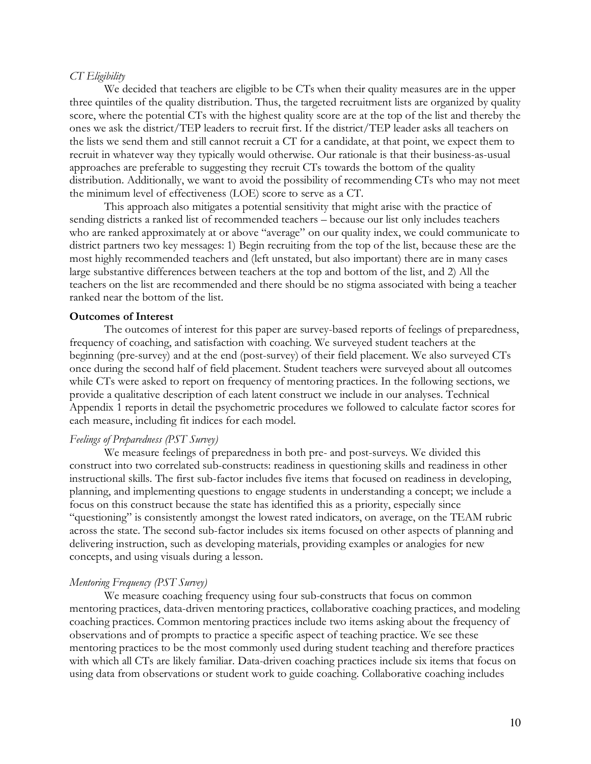*CT Eligibility*

We decided that teachers are eligible to be CTs when their quality measures are in the upper three quintiles of the quality distribution. Thus, the targeted recruitment lists are organized by quality score, where the potential CTs with the highest quality score are at the top of the list and thereby the ones we ask the district/TEP leaders to recruit first. If the district/TEP leader asks all teachers on the lists we send them and still cannot recruit a CT for a candidate, at that point, we expect them to recruit in whatever way they typically would otherwise. Our rationale is that their business-as-usual approaches are preferable to suggesting they recruit CTs towards the bottom of the quality distribution. Additionally, we want to avoid the possibility of recommending CTs who may not meet the minimum level of effectiveness (LOE) score to serve as a CT.

This approach also mitigates a potential sensitivity that might arise with the practice of sending districts a ranked list of recommended teachers – because our list only includes teachers who are ranked approximately at or above "average" on our quality index, we could communicate to district partners two key messages: 1) Begin recruiting from the top of the list, because these are the most highly recommended teachers and (left unstated, but also important) there are in many cases large substantive differences between teachers at the top and bottom of the list, and 2) All the teachers on the list are recommended and there should be no stigma associated with being a teacher ranked near the bottom of the list.

**Outcomes of Interest**

The outcomes of interest for this paper are survey-based reports of feelings of preparedness, frequency of coaching, and satisfaction with coaching. We surveyed student teachers at the beginning (pre-survey) and at the end (post-survey) of their field placement. We also surveyed CTs once during the second half of field placement. Student teachers were surveyed about all outcomes while CTs were asked to report on frequency of mentoring practices. In the following sections, we provide a qualitative description of each latent construct we include in our analyses. Technical Appendix 1 reports in detail the psychometric procedures we followed to calculate factor scores for each measure, including fit indices for each model.

*Feelings of Preparedness (PST Survey)*

We measure feelings of preparedness in both pre- and post-surveys. We divided this construct into two correlated sub-constructs: readiness in questioning skills and readiness in other instructional skills. The first sub-factor includes five items that focused on readiness in developing, planning, and implementing questions to engage students in understanding a concept; we include a focus on this construct because the state has identified this as a priority, especially since "questioning" is consistently amongst the lowest rated indicators, on average, on the TEAM rubric across the state. The second sub-factor includes six items focused on other aspects of planning and delivering instruction, such as developing materials, providing examples or analogies for new concepts, and using visuals during a lesson.

*Mentoring Frequency (PST Survey)*

We measure coaching frequency using four sub-constructs that focus on common mentoring practices, data-driven mentoring practices, collaborative coaching practices, and modeling coaching practices. Common mentoring practices include two items asking about the frequency of observations and of prompts to practice a specific aspect of teaching practice. We see these mentoring practices to be the most commonly used during student teaching and therefore practices with which all CTs are likely familiar. Data-driven coaching practices include six items that focus on using data from observations or student work to guide coaching. Collaborative coaching includes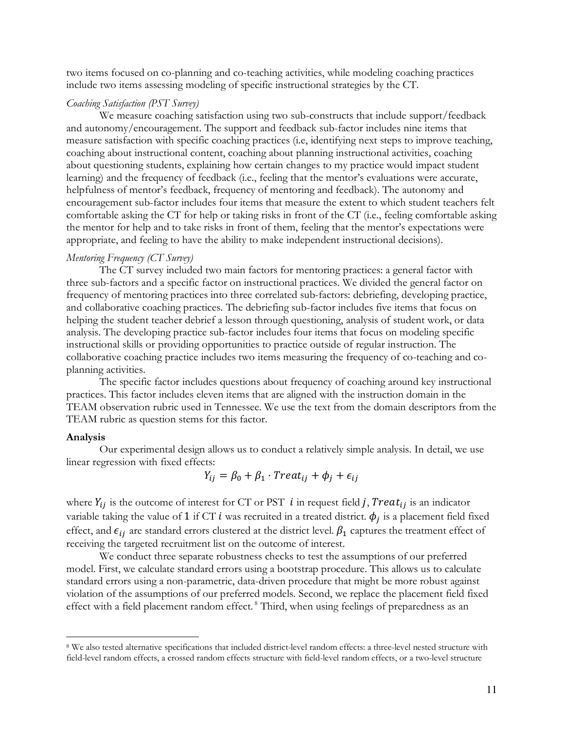two items focused on co-planning and co-teaching activities, while modeling coaching practices include two items assessing modeling of specific instructional strategies by the CT.

*Coaching Satisfaction (PST Survey)*

We measure coaching satisfaction using two sub-constructs that include support/feedback and autonomy/encouragement. The support and feedback sub-factor includes nine items that measure satisfaction with specific coaching practices (i.e, identifying next steps to improve teaching, coaching about instructional content, coaching about planning instructional activities, coaching about questioning students, explaining how certain changes to my practice would impact student learning) and the frequency of feedback (i.e., feeling that the mentor's evaluations were accurate, helpfulness of mentor's feedback, frequency of mentoring and feedback). The autonomy and encouragement sub-factor includes four items that measure the extent to which student teachers felt comfortable asking the CT for help or taking risks in front of the CT (i.e., feeling comfortable asking the mentor for help and to take risks in front of them, feeling that the mentor's expectations were appropriate, and feeling to have the ability to make independent instructional decisions).

*Mentoring Frequency (CT Survey)*

The CT survey included two main factors for mentoring practices: a general factor with three sub-factors and a specific factor on instructional practices. We divided the general factor on frequency of mentoring practices into three correlated sub-factors: debriefing, developing practice, and collaborative coaching practices. The debriefing sub-factor includes five items that focus on helping the student teacher debrief a lesson through questioning, analysis of student work, or data analysis. The developing practice sub-factor includes four items that focus on modeling specific instructional skills or providing opportunities to practice outside of regular instruction. The collaborative coaching practice includes two items measuring the frequency of co-teaching and co-planning activities.

The specific factor includes questions about frequency of coaching around key instructional practices. This factor includes eleven items that are aligned with the instruction domain in the TEAM observation rubric used in Tennessee. We use the text from the domain descriptors from the TEAM rubric as question stems for this factor.

**Analysis**

Our experimental design allows us to conduct a relatively simple analysis. In detail, we use linear regression with fixed effects:

$$Y_{ij} = \beta_0 + \beta_1 \cdot Treat_{ij} + \phi_j + \epsilon_{ij}$$

where $Y_{ij}$ is the outcome of interest for CT or PST $i$ in request field $j$, $Treat_{ij}$ is an indicator variable taking the value of $1$ if CT $i$ was recruited in a treated district. $\phi_j$ is a placement field fixed effect, and $\epsilon_{ij}$ are standard errors clustered at the district level. $\beta_1$ captures the treatment effect of receiving the targeted recruitment list on the outcome of interest.

We conduct three separate robustness checks to test the assumptions of our preferred model. First, we calculate standard errors using a bootstrap procedure. This allows us to calculate standard errors using a non-parametric, data-driven procedure that might be more robust against violation of the assumptions of our preferred models. Second, we replace the placement field fixed effect with a field placement random effect.[8] Third, when using feelings of preparedness as an

[8] We also tested alternative specifications that included district-level random effects: a three-level nested structure with field-level random effects, a crossed random effects structure with field-level random effects, or a two-level structure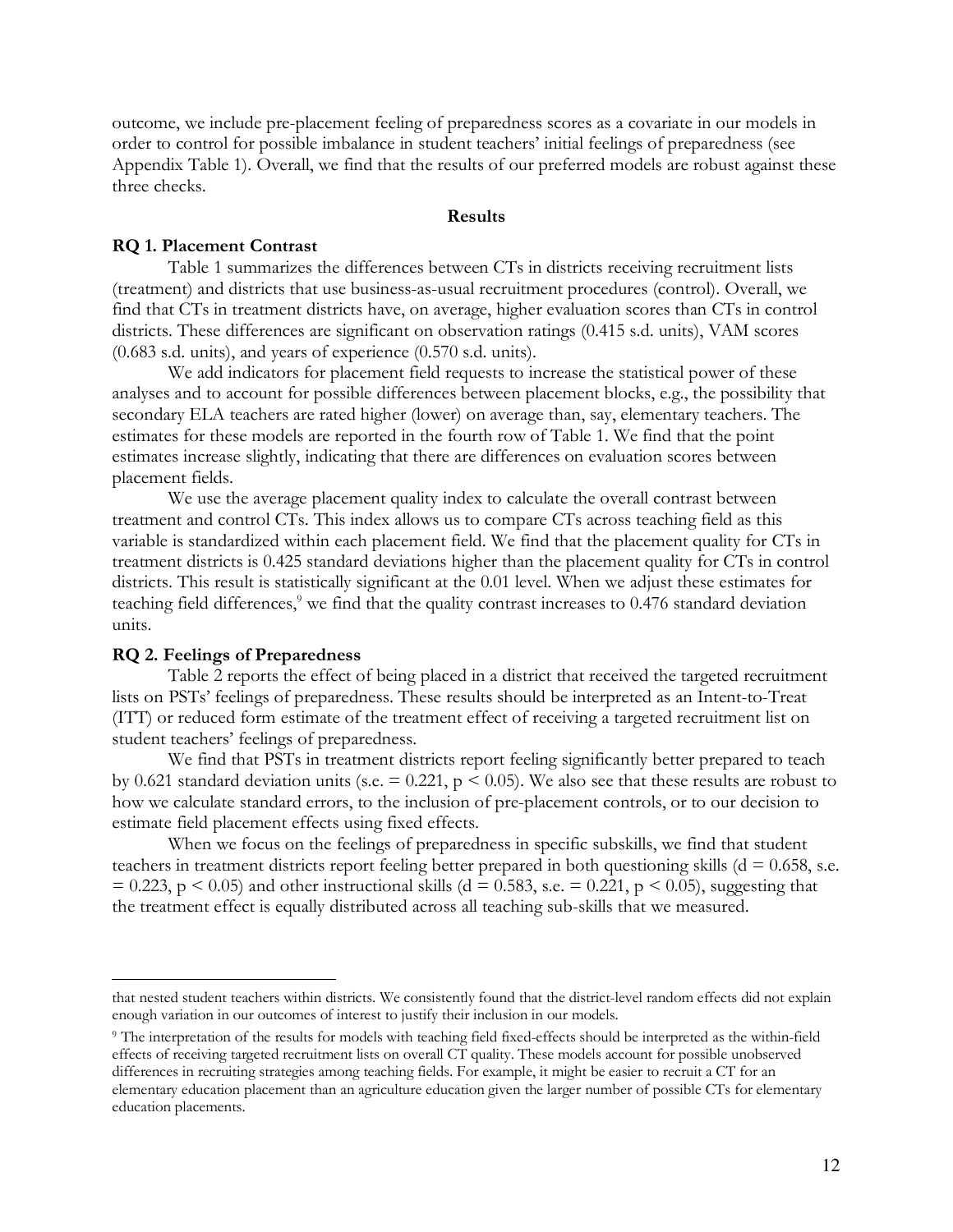outcome, we include pre-placement feeling of preparedness scores as a covariate in our models in order to control for possible imbalance in student teachers' initial feelings of preparedness (see Appendix Table 1). Overall, we find that the results of our preferred models are robust against these three checks.

## Results

### RQ 1. Placement Contrast

Table 1 summarizes the differences between CTs in districts receiving recruitment lists (treatment) and districts that use business-as-usual recruitment procedures (control). Overall, we find that CTs in treatment districts have, on average, higher evaluation scores than CTs in control districts. These differences are significant on observation ratings (0.415 s.d. units), VAM scores (0.683 s.d. units), and years of experience (0.570 s.d. units).

We add indicators for placement field requests to increase the statistical power of these analyses and to account for possible differences between placement blocks, e.g., the possibility that secondary ELA teachers are rated higher (lower) on average than, say, elementary teachers. The estimates for these models are reported in the fourth row of Table 1. We find that the point estimates increase slightly, indicating that there are differences on evaluation scores between placement fields.

We use the average placement quality index to calculate the overall contrast between treatment and control CTs. This index allows us to compare CTs across teaching field as this variable is standardized within each placement field. We find that the placement quality for CTs in treatment districts is 0.425 standard deviations higher than the placement quality for CTs in control districts. This result is statistically significant at the 0.01 level. When we adjust these estimates for teaching field differences,[9] we find that the quality contrast increases to 0.476 standard deviation units.

### RQ 2. Feelings of Preparedness

Table 2 reports the effect of being placed in a district that received the targeted recruitment lists on PSTs' feelings of preparedness. These results should be interpreted as an Intent-to-Treat (ITT) or reduced form estimate of the treatment effect of receiving a targeted recruitment list on student teachers' feelings of preparedness.

We find that PSTs in treatment districts report feeling significantly better prepared to teach by 0.621 standard deviation units (s.e. = 0.221, $p < 0.05$). We also see that these results are robust to how we calculate standard errors, to the inclusion of pre-placement controls, or to our decision to estimate field placement effects using fixed effects.

When we focus on the feelings of preparedness in specific subskills, we find that student teachers in treatment districts report feeling better prepared in both questioning skills ($d = 0.658$, s.e. = 0.223, $p < 0.05$) and other instructional skills ($d = 0.583$, s.e. = 0.221, $p < 0.05$), suggesting that the treatment effect is equally distributed across all teaching sub-skills that we measured.

---

that nested student teachers within districts. We consistently found that the district-level random effects did not explain enough variation in our outcomes of interest to justify their inclusion in our models.

[9] The interpretation of the results for models with teaching field fixed-effects should be interpreted as the within-field effects of receiving targeted recruitment lists on overall CT quality. These models account for possible unobserved differences in recruiting strategies among teaching fields. For example, it might be easier to recruit a CT for an elementary education placement than an agriculture education given the larger number of possible CTs for elementary education placements.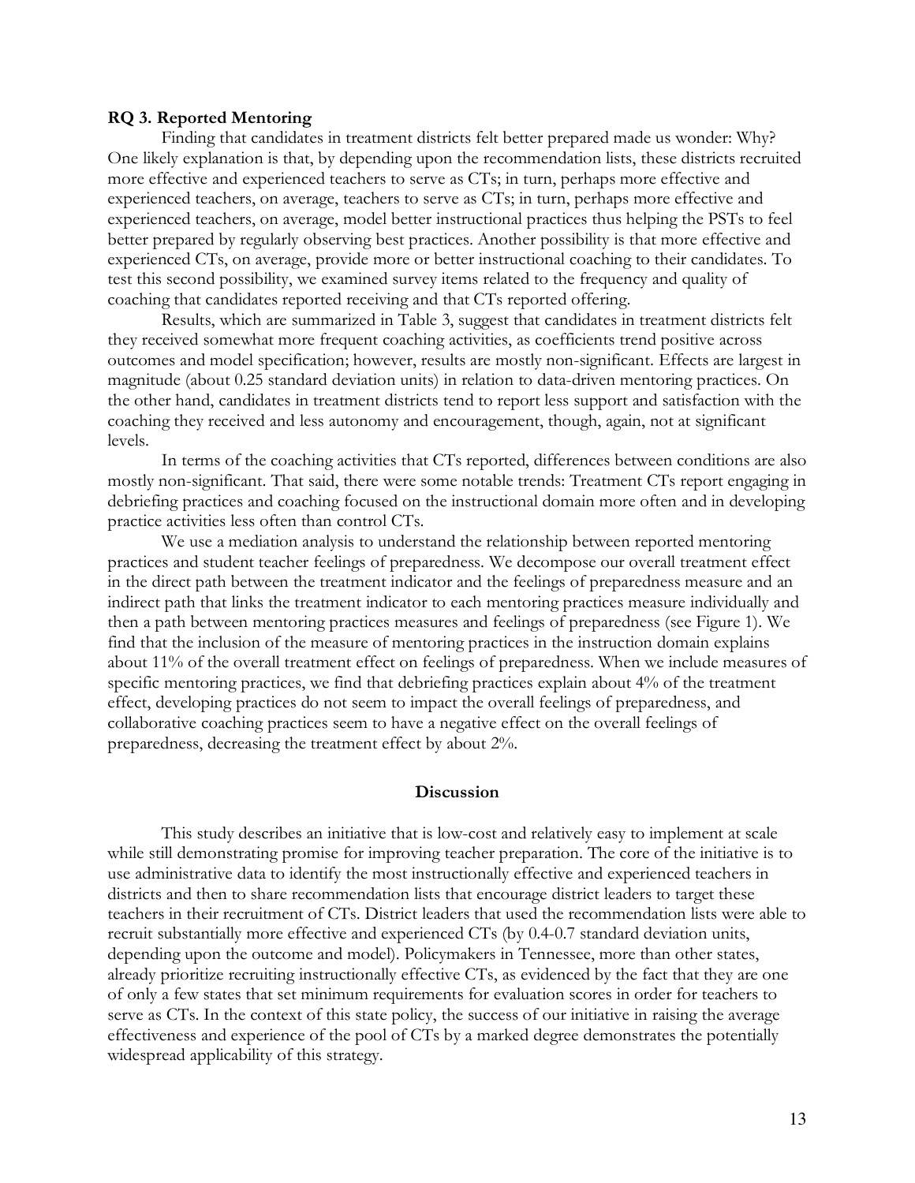**RQ 3. Reported Mentoring**

Finding that candidates in treatment districts felt better prepared made us wonder: Why? One likely explanation is that, by depending upon the recommendation lists, these districts recruited more effective and experienced teachers to serve as CTs; in turn, perhaps more effective and experienced teachers, on average, teachers to serve as CTs; in turn, perhaps more effective and experienced teachers, on average, model better instructional practices thus helping the PSTs to feel better prepared by regularly observing best practices. Another possibility is that more effective and experienced CTs, on average, provide more or better instructional coaching to their candidates. To test this second possibility, we examined survey items related to the frequency and quality of coaching that candidates reported receiving and that CTs reported offering.

Results, which are summarized in Table 3, suggest that candidates in treatment districts felt they received somewhat more frequent coaching activities, as coefficients trend positive across outcomes and model specification; however, results are mostly non-significant. Effects are largest in magnitude (about 0.25 standard deviation units) in relation to data-driven mentoring practices. On the other hand, candidates in treatment districts tend to report less support and satisfaction with the coaching they received and less autonomy and encouragement, though, again, not at significant levels.

In terms of the coaching activities that CTs reported, differences between conditions are also mostly non-significant. That said, there were some notable trends: Treatment CTs report engaging in debriefing practices and coaching focused on the instructional domain more often and in developing practice activities less often than control CTs.

We use a mediation analysis to understand the relationship between reported mentoring practices and student teacher feelings of preparedness. We decompose our overall treatment effect in the direct path between the treatment indicator and the feelings of preparedness measure and an indirect path that links the treatment indicator to each mentoring practices measure individually and then a path between mentoring practices measures and feelings of preparedness (see Figure 1). We find that the inclusion of the measure of mentoring practices in the instruction domain explains about 11% of the overall treatment effect on feelings of preparedness. When we include measures of specific mentoring practices, we find that debriefing practices explain about 4% of the treatment effect, developing practices do not seem to impact the overall feelings of preparedness, and collaborative coaching practices seem to have a negative effect on the overall feelings of preparedness, decreasing the treatment effect by about 2%.

## Discussion

This study describes an initiative that is low-cost and relatively easy to implement at scale while still demonstrating promise for improving teacher preparation. The core of the initiative is to use administrative data to identify the most instructionally effective and experienced teachers in districts and then to share recommendation lists that encourage district leaders to target these teachers in their recruitment of CTs. District leaders that used the recommendation lists were able to recruit substantially more effective and experienced CTs (by 0.4-0.7 standard deviation units, depending upon the outcome and model). Policymakers in Tennessee, more than other states, already prioritize recruiting instructionally effective CTs, as evidenced by the fact that they are one of only a few states that set minimum requirements for evaluation scores in order for teachers to serve as CTs. In the context of this state policy, the success of our initiative in raising the average effectiveness and experience of the pool of CTs by a marked degree demonstrates the potentially widespread applicability of this strategy.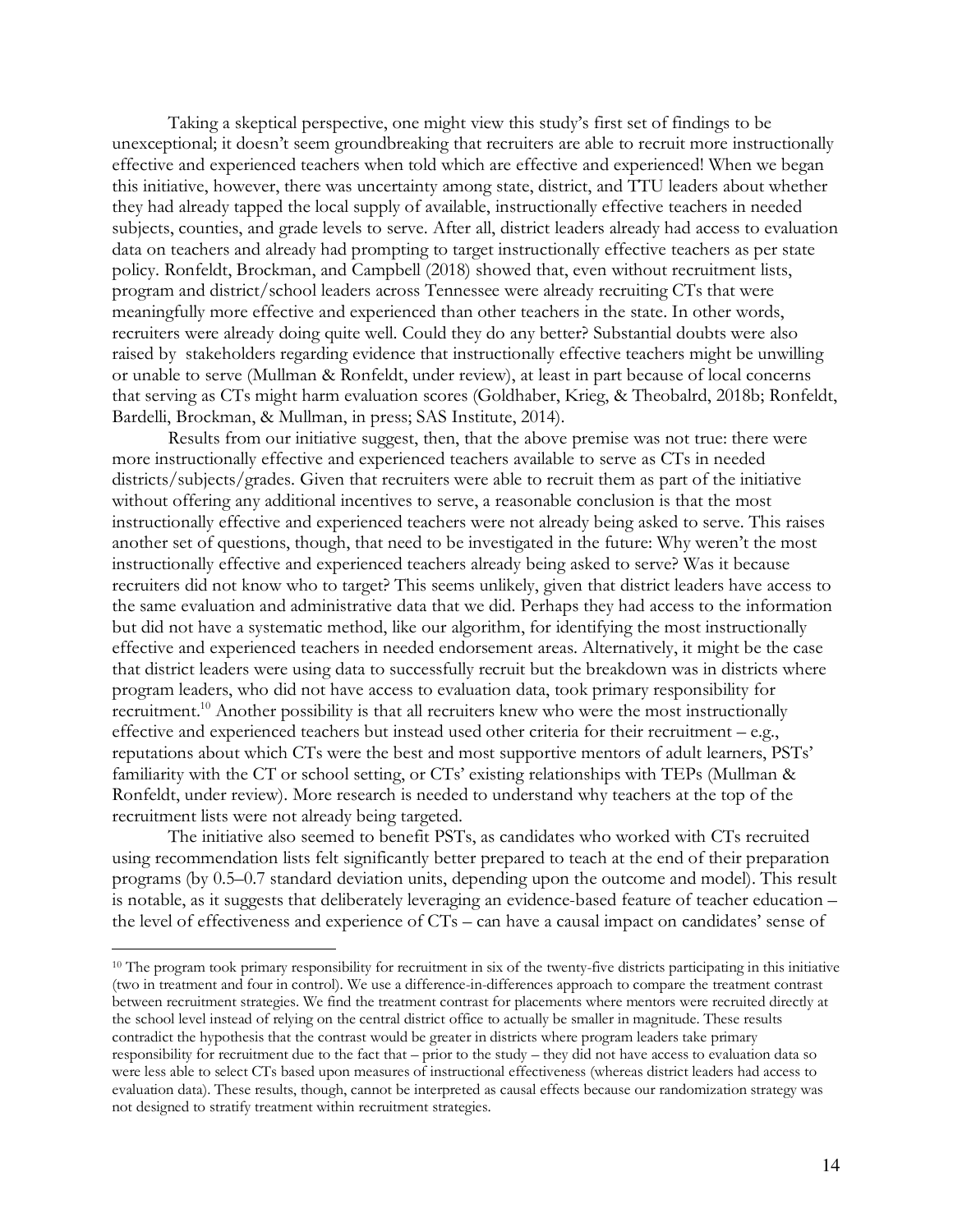Taking a skeptical perspective, one might view this study's first set of findings to be unexceptional; it doesn't seem groundbreaking that recruiters are able to recruit more instructionally effective and experienced teachers when told which are effective and experienced! When we began this initiative, however, there was uncertainty among state, district, and TTU leaders about whether they had already tapped the local supply of available, instructionally effective teachers in needed subjects, counties, and grade levels to serve. After all, district leaders already had access to evaluation data on teachers and already had prompting to target instructionally effective teachers as per state policy. Ronfeldt, Brockman, and Campbell (2018) showed that, even without recruitment lists, program and district/school leaders across Tennessee were already recruiting CTs that were meaningfully more effective and experienced than other teachers in the state. In other words, recruiters were already doing quite well. Could they do any better? Substantial doubts were also raised by stakeholders regarding evidence that instructionally effective teachers might be unwilling or unable to serve (Mullman & Ronfeldt, under review), at least in part because of local concerns that serving as CTs might harm evaluation scores (Goldhaber, Krieg, & Theobalrd, 2018b; Ronfeldt, Bardelli, Brockman, & Mullman, in press; SAS Institute, 2014).

Results from our initiative suggest, then, that the above premise was not true: there were more instructionally effective and experienced teachers available to serve as CTs in needed districts/subjects/grades. Given that recruiters were able to recruit them as part of the initiative without offering any additional incentives to serve, a reasonable conclusion is that the most instructionally effective and experienced teachers were not already being asked to serve. This raises another set of questions, though, that need to be investigated in the future: Why weren't the most instructionally effective and experienced teachers already being asked to serve? Was it because recruiters did not know who to target? This seems unlikely, given that district leaders have access to the same evaluation and administrative data that we did. Perhaps they had access to the information but did not have a systematic method, like our algorithm, for identifying the most instructionally effective and experienced teachers in needed endorsement areas. Alternatively, it might be the case that district leaders were using data to successfully recruit but the breakdown was in districts where program leaders, who did not have access to evaluation data, took primary responsibility for recruitment.[10] Another possibility is that all recruiters knew who were the most instructionally effective and experienced teachers but instead used other criteria for their recruitment – e.g., reputations about which CTs were the best and most supportive mentors of adult learners, PSTs' familiarity with the CT or school setting, or CTs' existing relationships with TEPs (Mullman & Ronfeldt, under review). More research is needed to understand why teachers at the top of the recruitment lists were not already being targeted.

The initiative also seemed to benefit PSTs, as candidates who worked with CTs recruited using recommendation lists felt significantly better prepared to teach at the end of their preparation programs (by 0.5–0.7 standard deviation units, depending upon the outcome and model). This result is notable, as it suggests that deliberately leveraging an evidence-based feature of teacher education – the level of effectiveness and experience of CTs – can have a causal impact on candidates' sense of

[10] The program took primary responsibility for recruitment in six of the twenty-five districts participating in this initiative (two in treatment and four in control). We use a difference-in-differences approach to compare the treatment contrast between recruitment strategies. We find the treatment contrast for placements where mentors were recruited directly at the school level instead of relying on the central district office to actually be smaller in magnitude. These results contradict the hypothesis that the contrast would be greater in districts where program leaders take primary responsibility for recruitment due to the fact that – prior to the study – they did not have access to evaluation data so were less able to select CTs based upon measures of instructional effectiveness (whereas district leaders had access to evaluation data). These results, though, cannot be interpreted as causal effects because our randomization strategy was not designed to stratify treatment within recruitment strategies.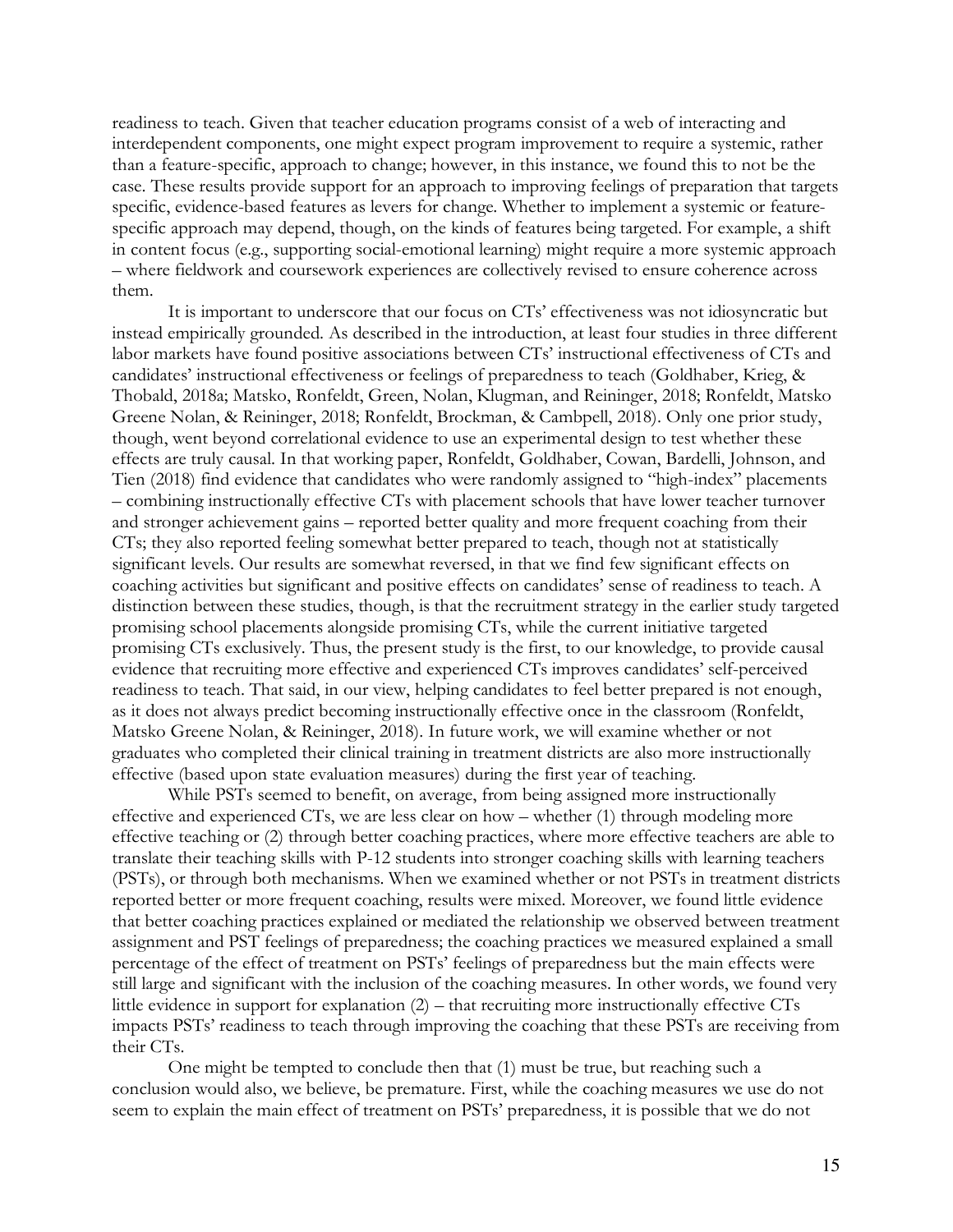readiness to teach. Given that teacher education programs consist of a web of interacting and interdependent components, one might expect program improvement to require a systemic, rather than a feature-specific, approach to change; however, in this instance, we found this to not be the case. These results provide support for an approach to improving feelings of preparation that targets specific, evidence-based features as levers for change. Whether to implement a systemic or feature-specific approach may depend, though, on the kinds of features being targeted. For example, a shift in content focus (e.g., supporting social-emotional learning) might require a more systemic approach – where fieldwork and coursework experiences are collectively revised to ensure coherence across them.

It is important to underscore that our focus on CTs' effectiveness was not idiosyncratic but instead empirically grounded. As described in the introduction, at least four studies in three different labor markets have found positive associations between CTs' instructional effectiveness of CTs and candidates' instructional effectiveness or feelings of preparedness to teach (Goldhaber, Krieg, & Thobald, 2018a; Matsko, Ronfeldt, Green, Nolan, Klugman, and Reininger, 2018; Ronfeldt, Matsko Greene Nolan, & Reininger, 2018; Ronfeldt, Brockman, & Cambpell, 2018). Only one prior study, though, went beyond correlational evidence to use an experimental design to test whether these effects are truly causal. In that working paper, Ronfeldt, Goldhaber, Cowan, Bardelli, Johnson, and Tien (2018) find evidence that candidates who were randomly assigned to "high-index" placements – combining instructionally effective CTs with placement schools that have lower teacher turnover and stronger achievement gains – reported better quality and more frequent coaching from their CTs; they also reported feeling somewhat better prepared to teach, though not at statistically significant levels. Our results are somewhat reversed, in that we find few significant effects on coaching activities but significant and positive effects on candidates' sense of readiness to teach. A distinction between these studies, though, is that the recruitment strategy in the earlier study targeted promising school placements alongside promising CTs, while the current initiative targeted promising CTs exclusively. Thus, the present study is the first, to our knowledge, to provide causal evidence that recruiting more effective and experienced CTs improves candidates' self-perceived readiness to teach. That said, in our view, helping candidates to feel better prepared is not enough, as it does not always predict becoming instructionally effective once in the classroom (Ronfeldt, Matsko Greene Nolan, & Reininger, 2018). In future work, we will examine whether or not graduates who completed their clinical training in treatment districts are also more instructionally effective (based upon state evaluation measures) during the first year of teaching.

While PSTs seemed to benefit, on average, from being assigned more instructionally effective and experienced CTs, we are less clear on how – whether (1) through modeling more effective teaching or (2) through better coaching practices, where more effective teachers are able to translate their teaching skills with P-12 students into stronger coaching skills with learning teachers (PSTs), or through both mechanisms. When we examined whether or not PSTs in treatment districts reported better or more frequent coaching, results were mixed. Moreover, we found little evidence that better coaching practices explained or mediated the relationship we observed between treatment assignment and PST feelings of preparedness; the coaching practices we measured explained a small percentage of the effect of treatment on PSTs' feelings of preparedness but the main effects were still large and significant with the inclusion of the coaching measures. In other words, we found very little evidence in support for explanation (2) – that recruiting more instructionally effective CTs impacts PSTs' readiness to teach through improving the coaching that these PSTs are receiving from their CTs.

One might be tempted to conclude then that (1) must be true, but reaching such a conclusion would also, we believe, be premature. First, while the coaching measures we use do not seem to explain the main effect of treatment on PSTs' preparedness, it is possible that we do not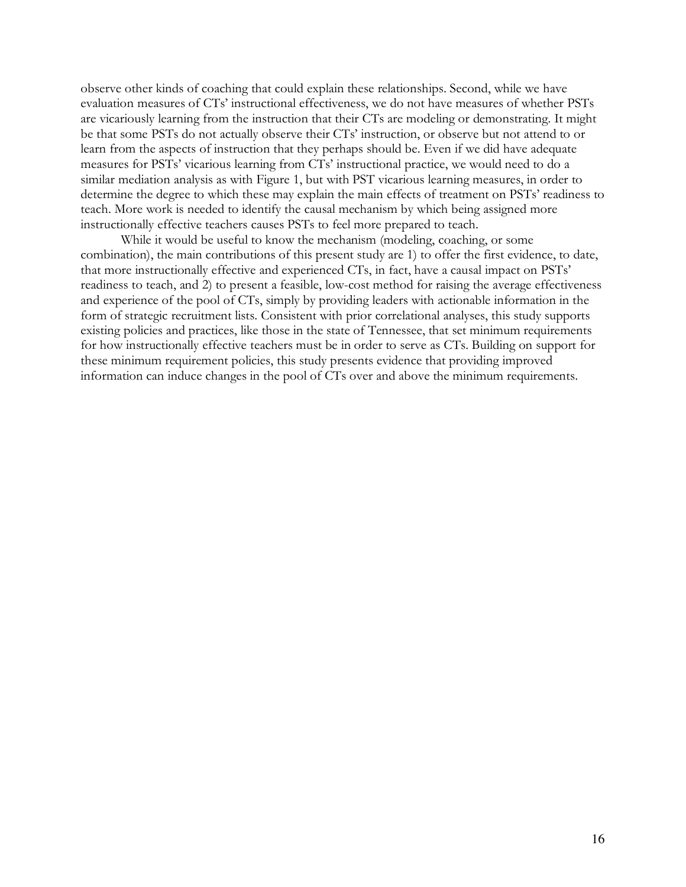observe other kinds of coaching that could explain these relationships. Second, while we have evaluation measures of CTs' instructional effectiveness, we do not have measures of whether PSTs are vicariously learning from the instruction that their CTs are modeling or demonstrating. It might be that some PSTs do not actually observe their CTs' instruction, or observe but not attend to or learn from the aspects of instruction that they perhaps should be. Even if we did have adequate measures for PSTs' vicarious learning from CTs' instructional practice, we would need to do a similar mediation analysis as with Figure 1, but with PST vicarious learning measures, in order to determine the degree to which these may explain the main effects of treatment on PSTs' readiness to teach. More work is needed to identify the causal mechanism by which being assigned more instructionally effective teachers causes PSTs to feel more prepared to teach.

While it would be useful to know the mechanism (modeling, coaching, or some combination), the main contributions of this present study are 1) to offer the first evidence, to date, that more instructionally effective and experienced CTs, in fact, have a causal impact on PSTs' readiness to teach, and 2) to present a feasible, low-cost method for raising the average effectiveness and experience of the pool of CTs, simply by providing leaders with actionable information in the form of strategic recruitment lists. Consistent with prior correlational analyses, this study supports existing policies and practices, like those in the state of Tennessee, that set minimum requirements for how instructionally effective teachers must be in order to serve as CTs. Building on support for these minimum requirement policies, this study presents evidence that providing improved information can induce changes in the pool of CTs over and above the minimum requirements.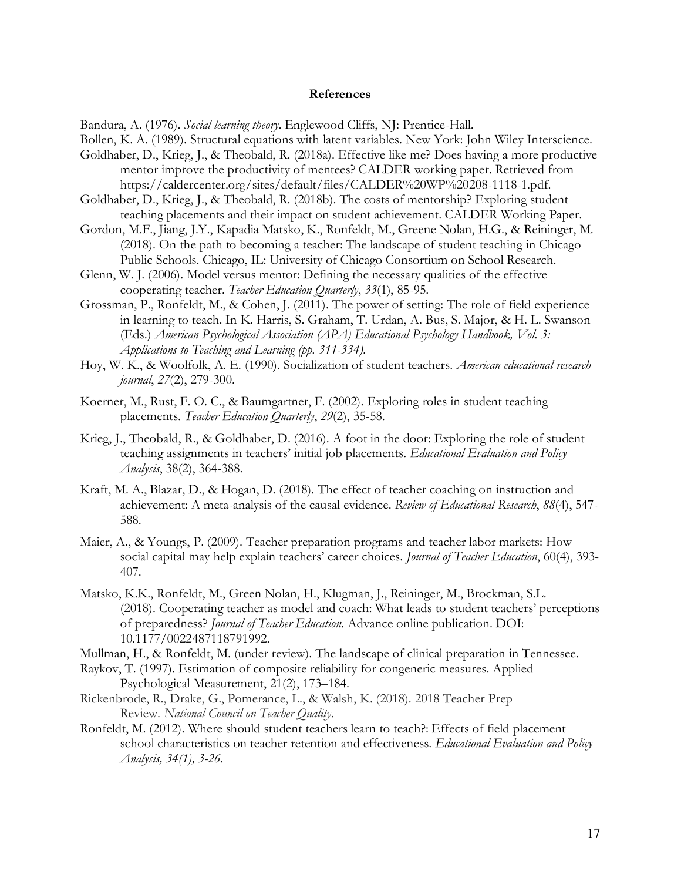## References

Bandura, A. (1976). *Social learning theory*. Englewood Cliffs, NJ: Prentice-Hall.

Bollen, K. A. (1989). Structural equations with latent variables. New York: John Wiley Interscience.

Goldhaber, D., Krieg, J., & Theobald, R. (2018a). Effective like me? Does having a more productive mentor improve the productivity of mentees? CALDER working paper. Retrieved from https://caldercenter.org/sites/default/files/CALDER%20WP%20208-1118-1.pdf.

Goldhaber, D., Krieg, J., & Theobald, R. (2018b). The costs of mentorship? Exploring student teaching placements and their impact on student achievement. CALDER Working Paper.

Gordon, M.F., Jiang, J.Y., Kapadia Matsko, K., Ronfeldt, M., Greene Nolan, H.G., & Reininger, M. (2018). On the path to becoming a teacher: The landscape of student teaching in Chicago Public Schools. Chicago, IL: University of Chicago Consortium on School Research.

Glenn, W. J. (2006). Model versus mentor: Defining the necessary qualities of the effective cooperating teacher. *Teacher Education Quarterly*, *33*(1), 85-95.

Grossman, P., Ronfeldt, M., & Cohen, J. (2011). The power of setting: The role of field experience in learning to teach. In K. Harris, S. Graham, T. Urdan, A. Bus, S. Major, & H. L. Swanson (Eds.) *American Psychological Association (APA) Educational Psychology Handbook, Vol. 3: Applications to Teaching and Learning (pp. 311-334).*

Hoy, W. K., & Woolfolk, A. E. (1990). Socialization of student teachers. *American educational research journal*, *27*(2), 279-300.

Koerner, M., Rust, F. O. C., & Baumgartner, F. (2002). Exploring roles in student teaching placements. *Teacher Education Quarterly*, *29*(2), 35-58.

Krieg, J., Theobald, R., & Goldhaber, D. (2016). A foot in the door: Exploring the role of student teaching assignments in teachers' initial job placements. *Educational Evaluation and Policy Analysis*, 38(2), 364-388.

Kraft, M. A., Blazar, D., & Hogan, D. (2018). The effect of teacher coaching on instruction and achievement: A meta-analysis of the causal evidence. *Review of Educational Research*, *88*(4), 547-588.

Maier, A., & Youngs, P. (2009). Teacher preparation programs and teacher labor markets: How social capital may help explain teachers' career choices. *Journal of Teacher Education*, 60(4), 393-407.

Matsko, K.K., Ronfeldt, M., Green Nolan, H., Klugman, J., Reininger, M., Brockman, S.L. (2018). Cooperating teacher as model and coach: What leads to student teachers' perceptions of preparedness? *Journal of Teacher Education*. Advance online publication. DOI: 10.1177/0022487118791992.

Mullman, H., & Ronfeldt, M. (under review). The landscape of clinical preparation in Tennessee.

Raykov, T. (1997). Estimation of composite reliability for congeneric measures. Applied Psychological Measurement, 21(2), 173–184.

Rickenbrode, R., Drake, G., Pomerance, L., & Walsh, K. (2018). 2018 Teacher Prep Review. *National Council on Teacher Quality*.

Ronfeldt, M. (2012). Where should student teachers learn to teach?: Effects of field placement school characteristics on teacher retention and effectiveness. *Educational Evaluation and Policy Analysis, 34(1), 3-26.*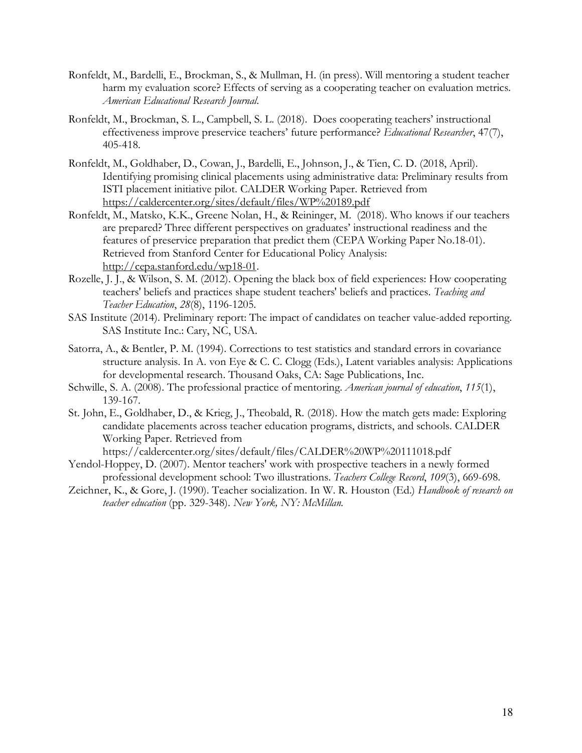Ronfeldt, M., Bardelli, E., Brockman, S., & Mullman, H. (in press). Will mentoring a student teacher harm my evaluation score? Effects of serving as a cooperating teacher on evaluation metrics. *American Educational Research Journal*.

Ronfeldt, M., Brockman, S. L., Campbell, S. L. (2018). Does cooperating teachers' instructional effectiveness improve preservice teachers' future performance? *Educational Researcher*, 47(7), 405-418.

Ronfeldt, M., Goldhaber, D., Cowan, J., Bardelli, E., Johnson, J., & Tien, C. D. (2018, April). Identifying promising clinical placements using administrative data: Preliminary results from ISTI placement initiative pilot. CALDER Working Paper. Retrieved from https://caldercenter.org/sites/default/files/WP%20189.pdf

Ronfeldt, M., Matsko, K.K., Greene Nolan, H., & Reininger, M. (2018). Who knows if our teachers are prepared? Three different perspectives on graduates' instructional readiness and the features of preservice preparation that predict them (CEPA Working Paper No.18-01). Retrieved from Stanford Center for Educational Policy Analysis: http://cepa.stanford.edu/wp18-01.

Rozelle, J. J., & Wilson, S. M. (2012). Opening the black box of field experiences: How cooperating teachers' beliefs and practices shape student teachers' beliefs and practices. *Teaching and Teacher Education*, *28*(8), 1196-1205.

SAS Institute (2014). Preliminary report: The impact of candidates on teacher value-added reporting. SAS Institute Inc.: Cary, NC, USA.

Satorra, A., & Bentler, P. M. (1994). Corrections to test statistics and standard errors in covariance structure analysis. In A. von Eye & C. C. Clogg (Eds.), Latent variables analysis: Applications for developmental research. Thousand Oaks, CA: Sage Publications, Inc.

Schwille, S. A. (2008). The professional practice of mentoring. *American journal of education*, *115*(1), 139-167.

St. John, E., Goldhaber, D., & Krieg, J., Theobald, R. (2018). How the match gets made: Exploring candidate placements across teacher education programs, districts, and schools. CALDER Working Paper. Retrieved from https://caldercenter.org/sites/default/files/CALDER%20WP%20111018.pdf

Yendol-Hoppey, D. (2007). Mentor teachers' work with prospective teachers in a newly formed professional development school: Two illustrations. *Teachers College Record*, *109*(3), 669-698.

Zeichner, K., & Gore, J. (1990). Teacher socialization. In W. R. Houston (Ed.) *Handbook of research on teacher education* (pp. 329-348). *New York, NY: McMillan.*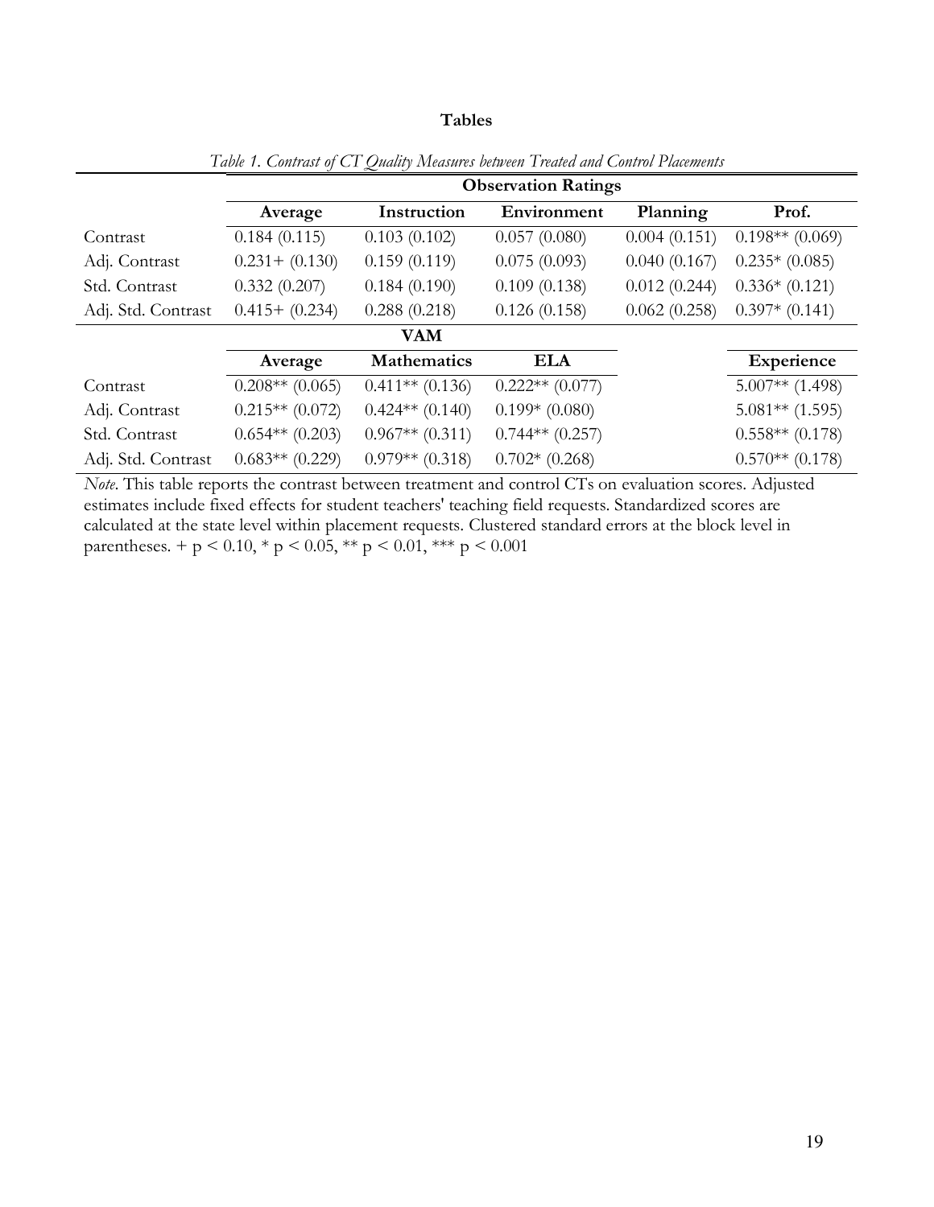## Tables

*Table 1. Contrast of CT Quality Measures between Treated and Control Placements*

| | Observation Ratings | | | | |
|---|---|---|---|---|---|
| | **Average** | **Instruction** | **Environment** | **Planning** | **Prof.** |
| Contrast | 0.184 (0.115) | 0.103 (0.102) | 0.057 (0.080) | 0.004 (0.151) | 0.198** (0.069) |
| Adj. Contrast | 0.231+ (0.130) | 0.159 (0.119) | 0.075 (0.093) | 0.040 (0.167) | 0.235* (0.085) |
| Std. Contrast | 0.332 (0.207) | 0.184 (0.190) | 0.109 (0.138) | 0.012 (0.244) | 0.336* (0.121) |
| Adj. Std. Contrast | 0.415+ (0.234) | 0.288 (0.218) | 0.126 (0.158) | 0.062 (0.258) | 0.397* (0.141) |
| | **VAM** | | | | |
| | **Average** | **Mathematics** | **ELA** | | **Experience** |
| Contrast | 0.208** (0.065) | 0.411** (0.136) | 0.222** (0.077) | | 5.007** (1.498) |
| Adj. Contrast | 0.215** (0.072) | 0.424** (0.140) | 0.199* (0.080) | | 5.081** (1.595) |
| Std. Contrast | 0.654** (0.203) | 0.967** (0.311) | 0.744** (0.257) | | 0.558** (0.178) |
| Adj. Std. Contrast | 0.683** (0.229) | 0.979** (0.318) | 0.702* (0.268) | | 0.570** (0.178) |

*Note*. This table reports the contrast between treatment and control CTs on evaluation scores. Adjusted estimates include fixed effects for student teachers' teaching field requests. Standardized scores are calculated at the state level within placement requests. Clustered standard errors at the block level in parentheses. + $p < 0.10$, * $p < 0.05$, ** $p < 0.01$, *** $p < 0.001$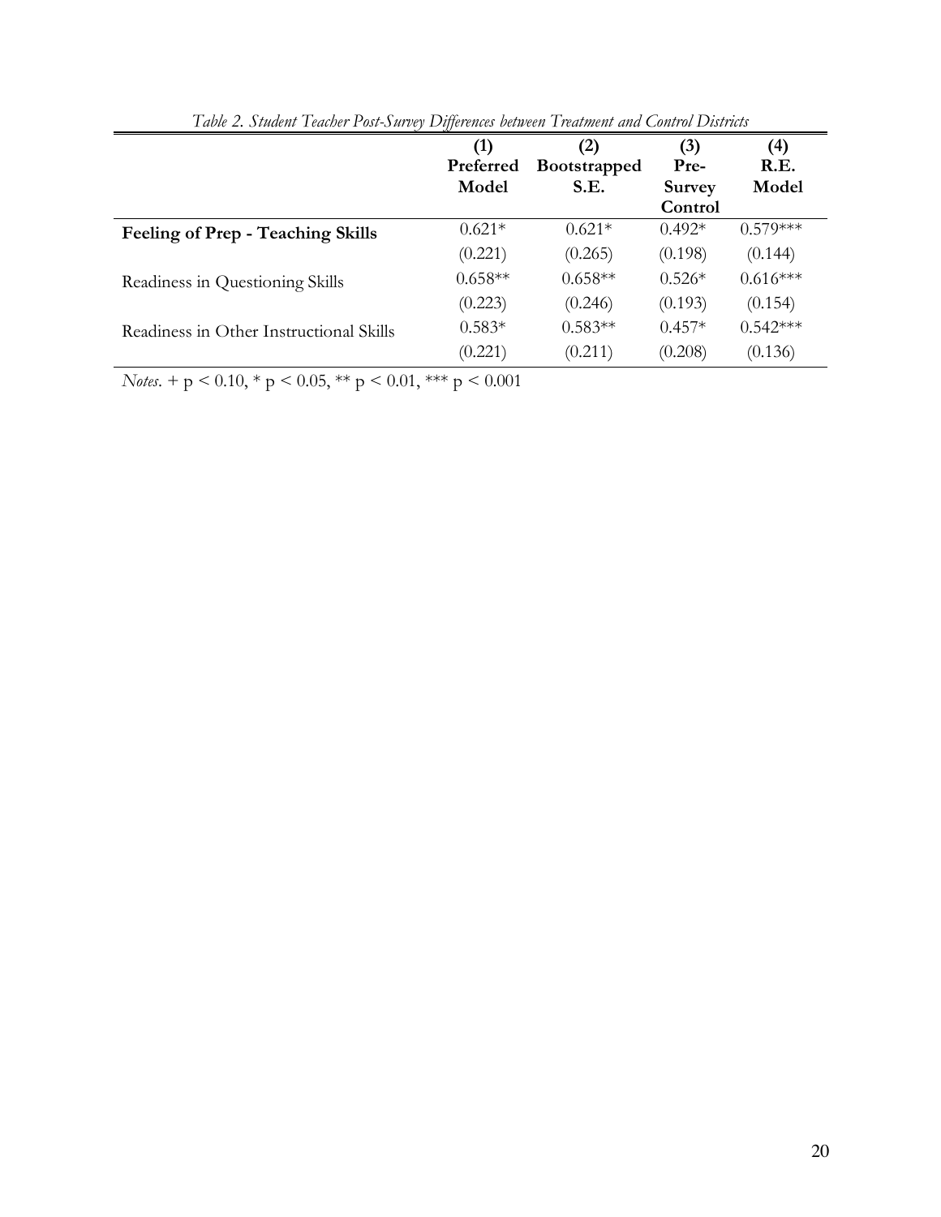*Table 2. Student Teacher Post-Survey Differences between Treatment and Control Districts*

| | (1) Preferred Model | (2) Bootstrapped S.E. | (3) Pre-Survey Control | (4) R.E. Model |
|---|---|---|---|---|
| **Feeling of Prep - Teaching Skills** | 0.621* | 0.621* | 0.492* | 0.579*** |
| | (0.221) | (0.265) | (0.198) | (0.144) |
| Readiness in Questioning Skills | 0.658** | 0.658** | 0.526* | 0.616*** |
| | (0.223) | (0.246) | (0.193) | (0.154) |
| Readiness in Other Instructional Skills | 0.583* | 0.583** | 0.457* | 0.542*** |
| | (0.221) | (0.211) | (0.208) | (0.136) |

*Notes*. + $p < 0.10$, * $p < 0.05$, ** $p < 0.01$, *** $p < 0.001$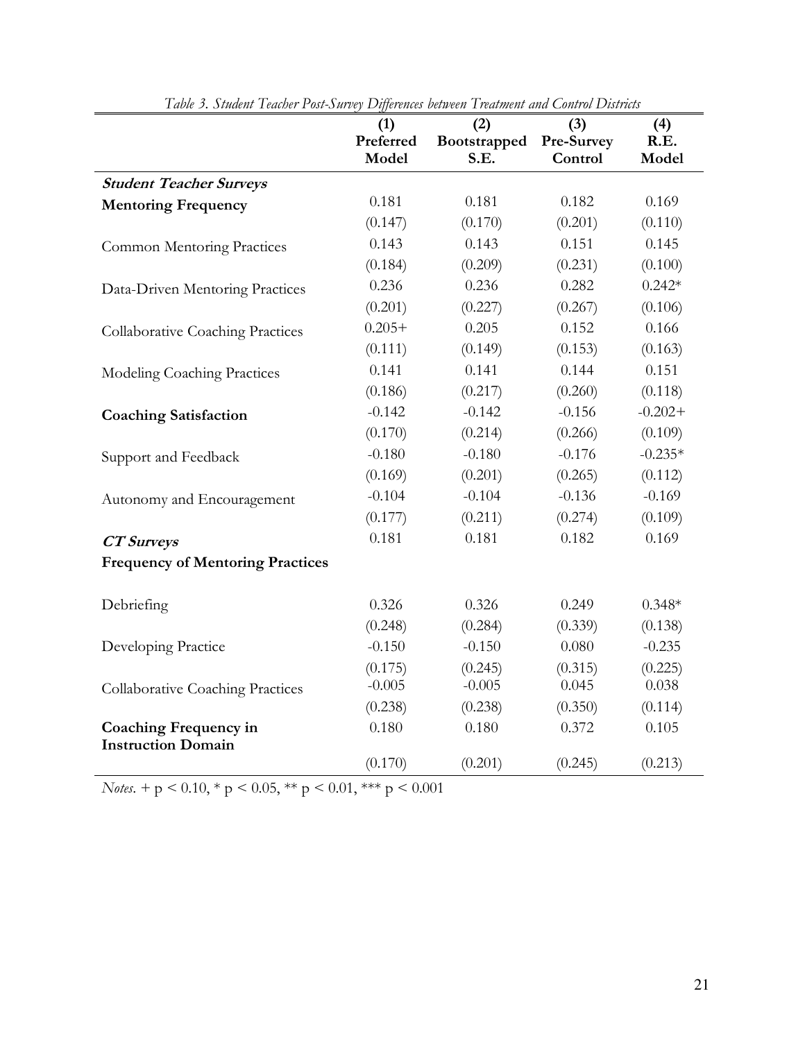*Table 3. Student Teacher Post-Survey Differences between Treatment and Control Districts*

| | (1) Preferred Model | (2) Bootstrapped S.E. | (3) Pre-Survey Control | (4) R.E. Model |
|---|---|---|---|---|
| ***Student Teacher Surveys*** | | | | |
| **Mentoring Frequency** | 0.181 | 0.181 | 0.182 | 0.169 |
| | (0.147) | (0.170) | (0.201) | (0.110) |
| Common Mentoring Practices | 0.143 | 0.143 | 0.151 | 0.145 |
| | (0.184) | (0.209) | (0.231) | (0.100) |
| Data-Driven Mentoring Practices | 0.236 | 0.236 | 0.282 | 0.242* |
| | (0.201) | (0.227) | (0.267) | (0.106) |
| Collaborative Coaching Practices | 0.205+ | 0.205 | 0.152 | 0.166 |
| | (0.111) | (0.149) | (0.153) | (0.163) |
| Modeling Coaching Practices | 0.141 | 0.141 | 0.144 | 0.151 |
| | (0.186) | (0.217) | (0.260) | (0.118) |
| **Coaching Satisfaction** | -0.142 | -0.142 | -0.156 | -0.202+ |
| | (0.170) | (0.214) | (0.266) | (0.109) |
| Support and Feedback | -0.180 | -0.180 | -0.176 | -0.235* |
| | (0.169) | (0.201) | (0.265) | (0.112) |
| Autonomy and Encouragement | -0.104 | -0.104 | -0.136 | -0.169 |
| | (0.177) | (0.211) | (0.274) | (0.109) |
| ***CT Surveys*** | 0.181 | 0.181 | 0.182 | 0.169 |
| **Frequency of Mentoring Practices** | | | | |
| Debriefing | 0.326 | 0.326 | 0.249 | 0.348* |
| | (0.248) | (0.284) | (0.339) | (0.138) |
| Developing Practice | -0.150 | -0.150 | 0.080 | -0.235 |
| | (0.175) | (0.245) | (0.315) | (0.225) |
| Collaborative Coaching Practices | -0.005 | -0.005 | 0.045 | 0.038 |
| | (0.238) | (0.238) | (0.350) | (0.114) |
| **Coaching Frequency in Instruction Domain** | 0.180 | 0.180 | 0.372 | 0.105 |
| | (0.170) | (0.201) | (0.245) | (0.213) |

*Notes*. + p < 0.10, * p < 0.05, ** p < 0.01, *** p < 0.001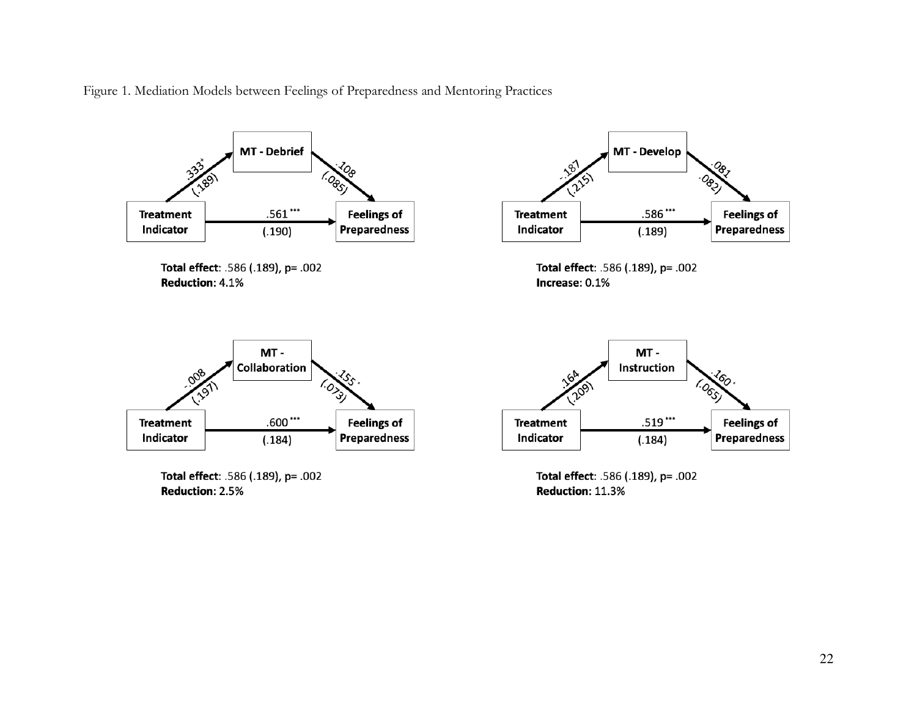Figure 1. Mediation Models between Feelings of Preparedness and Mentoring Practices

**MT - Debrief**

- Treatment Indicator → MT - Debrief: .333$^{+}$ (.189)
- MT - Debrief → Feelings of Preparedness: .108 (.085)
- Treatment Indicator → Feelings of Preparedness: .561$^{***}$ (.190)

**Total effect**: .586 (.189), p= .002
**Reduction:** 4.1%

**MT - Develop**

- Treatment Indicator → MT - Develop: -.187 (.215)
- MT - Develop → Feelings of Preparedness: .081 (.082)
- Treatment Indicator → Feelings of Preparedness: .586$^{***}$ (.189)

**Total effect**: .586 (.189), p= .002
**Increase:** 0.1%

**MT - Collaboration**

- Treatment Indicator → MT - Collaboration: -.008 (.197)
- MT - Collaboration → Feelings of Preparedness: .155$^{*}$ (.073)
- Treatment Indicator → Feelings of Preparedness: .600$^{***}$ (.184)

**Total effect**: .586 (.189), p= .002
**Reduction:** 2.5%

**MT - Instruction**

- Treatment Indicator → MT - Instruction: .164 (.209)
- MT - Instruction → Feelings of Preparedness: .160$^{*}$ (.065)
- Treatment Indicator → Feelings of Preparedness: .519$^{***}$ (.184)

**Total effect**: .586 (.189), p= .002
**Reduction:** 11.3%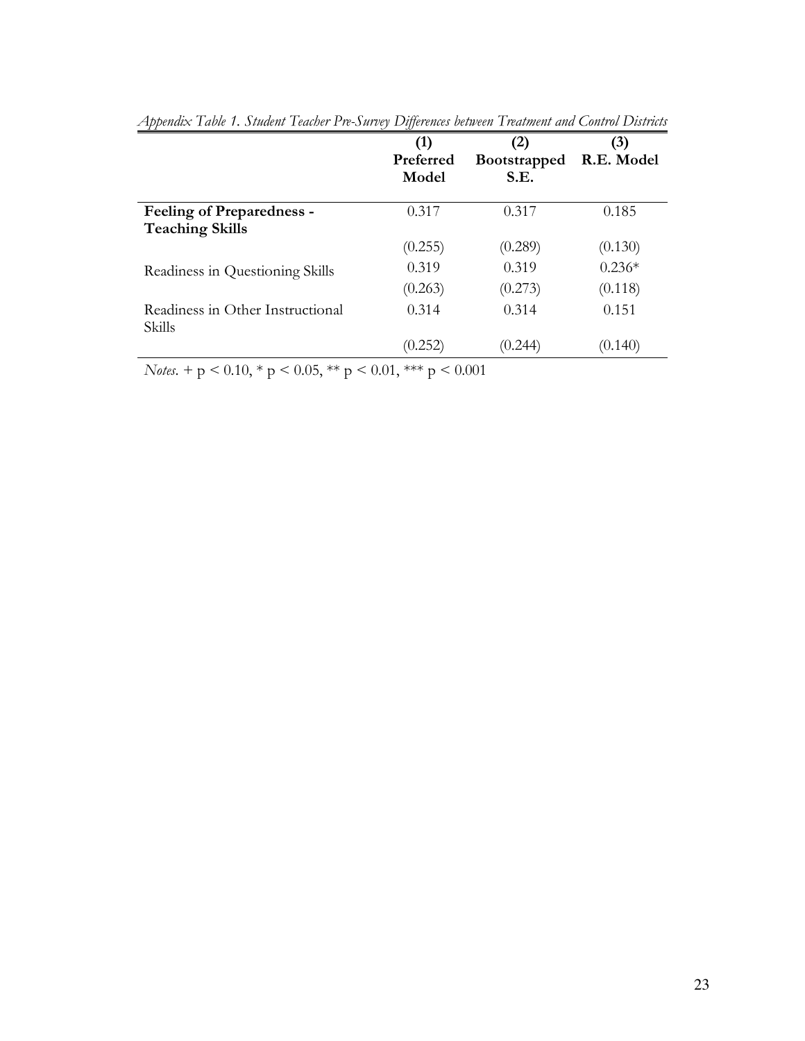*Appendix Table 1. Student Teacher Pre-Survey Differences between Treatment and Control Districts*

| | (1) Preferred Model | (2) Bootstrapped S.E. | (3) R.E. Model |
|---|---|---|---|
| **Feeling of Preparedness - Teaching Skills** | 0.317 | 0.317 | 0.185 |
| | (0.255) | (0.289) | (0.130) |
| Readiness in Questioning Skills | 0.319 | 0.319 | 0.236* |
| | (0.263) | (0.273) | (0.118) |
| Readiness in Other Instructional Skills | 0.314 | 0.314 | 0.151 |
| | (0.252) | (0.244) | (0.140) |

*Notes*. + $p < 0.10$, * $p < 0.05$, ** $p < 0.01$, *** $p < 0.001$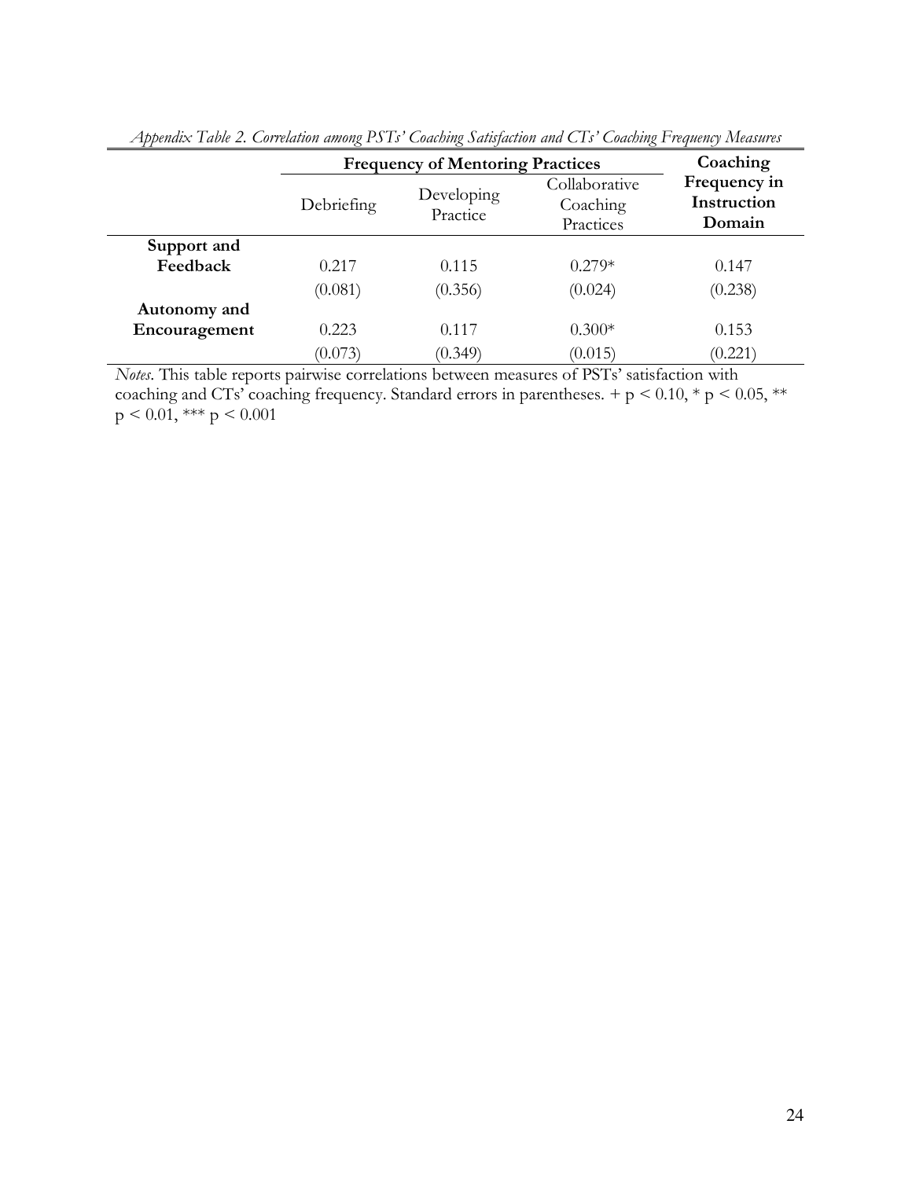*Appendix Table 2. Correlation among PSTs' Coaching Satisfaction and CTs' Coaching Frequency Measures*

| | **Frequency of Mentoring Practices** | | | **Coaching Frequency in Instruction Domain** |
|---|---|---|---|---|
| | Debriefing | Developing Practice | Collaborative Coaching Practices | |
| **Support and Feedback** | 0.217 | 0.115 | 0.279* | 0.147 |
| | (0.081) | (0.356) | (0.024) | (0.238) |
| **Autonomy and Encouragement** | 0.223 | 0.117 | 0.300* | 0.153 |
| | (0.073) | (0.349) | (0.015) | (0.221) |

*Notes*. This table reports pairwise correlations between measures of PSTs' satisfaction with coaching and CTs' coaching frequency. Standard errors in parentheses. + $p < 0.10$, * $p < 0.05$, ** $p < 0.01$, *** $p < 0.001$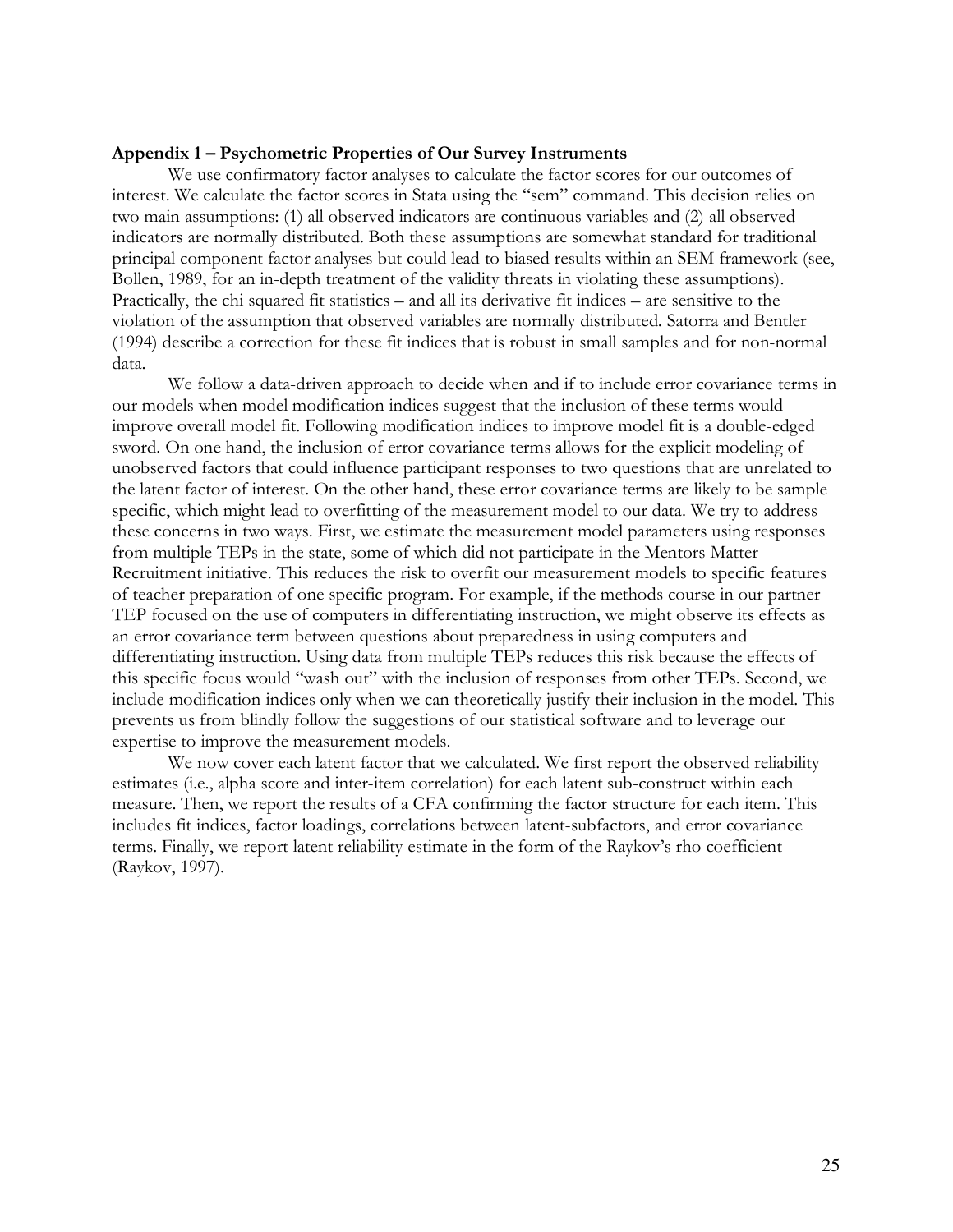**Appendix 1 – Psychometric Properties of Our Survey Instruments**

We use confirmatory factor analyses to calculate the factor scores for our outcomes of interest. We calculate the factor scores in Stata using the "sem" command. This decision relies on two main assumptions: (1) all observed indicators are continuous variables and (2) all observed indicators are normally distributed. Both these assumptions are somewhat standard for traditional principal component factor analyses but could lead to biased results within an SEM framework (see, Bollen, 1989, for an in-depth treatment of the validity threats in violating these assumptions). Practically, the chi squared fit statistics – and all its derivative fit indices – are sensitive to the violation of the assumption that observed variables are normally distributed. Satorra and Bentler (1994) describe a correction for these fit indices that is robust in small samples and for non-normal data.

We follow a data-driven approach to decide when and if to include error covariance terms in our models when model modification indices suggest that the inclusion of these terms would improve overall model fit. Following modification indices to improve model fit is a double-edged sword. On one hand, the inclusion of error covariance terms allows for the explicit modeling of unobserved factors that could influence participant responses to two questions that are unrelated to the latent factor of interest. On the other hand, these error covariance terms are likely to be sample specific, which might lead to overfitting of the measurement model to our data. We try to address these concerns in two ways. First, we estimate the measurement model parameters using responses from multiple TEPs in the state, some of which did not participate in the Mentors Matter Recruitment initiative. This reduces the risk to overfit our measurement models to specific features of teacher preparation of one specific program. For example, if the methods course in our partner TEP focused on the use of computers in differentiating instruction, we might observe its effects as an error covariance term between questions about preparedness in using computers and differentiating instruction. Using data from multiple TEPs reduces this risk because the effects of this specific focus would "wash out" with the inclusion of responses from other TEPs. Second, we include modification indices only when we can theoretically justify their inclusion in the model. This prevents us from blindly follow the suggestions of our statistical software and to leverage our expertise to improve the measurement models.

We now cover each latent factor that we calculated. We first report the observed reliability estimates (i.e., alpha score and inter-item correlation) for each latent sub-construct within each measure. Then, we report the results of a CFA confirming the factor structure for each item. This includes fit indices, factor loadings, correlations between latent-subfactors, and error covariance terms. Finally, we report latent reliability estimate in the form of the Raykov's rho coefficient (Raykov, 1997).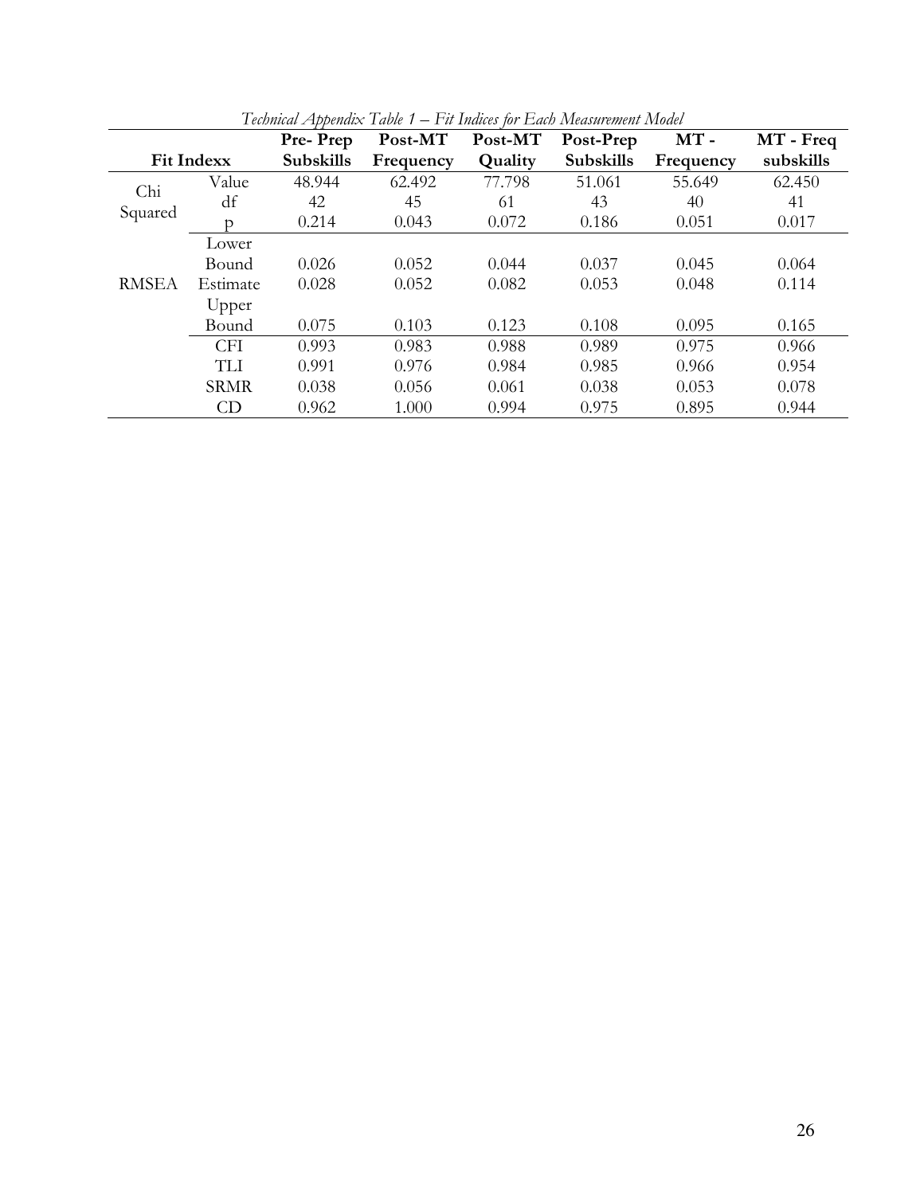*Technical Appendix Table 1 – Fit Indices for Each Measurement Model*

| Fit Indexx | | Pre- Prep Subskills | Post-MT Frequency | Post-MT Quality | Post-Prep Subskills | MT - Frequency | MT - Freq subskills |
|---|---|---|---|---|---|---|---|
| Chi Squared | Value | 48.944 | 62.492 | 77.798 | 51.061 | 55.649 | 62.450 |
| | df | 42 | 45 | 61 | 43 | 40 | 41 |
| | p | 0.214 | 0.043 | 0.072 | 0.186 | 0.051 | 0.017 |
| RMSEA | Lower Bound | 0.026 | 0.052 | 0.044 | 0.037 | 0.045 | 0.064 |
| | Estimate | 0.028 | 0.052 | 0.082 | 0.053 | 0.048 | 0.114 |
| | Upper Bound | 0.075 | 0.103 | 0.123 | 0.108 | 0.095 | 0.165 |
| | CFI | 0.993 | 0.983 | 0.988 | 0.989 | 0.975 | 0.966 |
| | TLI | 0.991 | 0.976 | 0.984 | 0.985 | 0.966 | 0.954 |
| | SRMR | 0.038 | 0.056 | 0.061 | 0.038 | 0.053 | 0.078 |
| | CD | 0.962 | 1.000 | 0.994 | 0.975 | 0.895 | 0.944 |